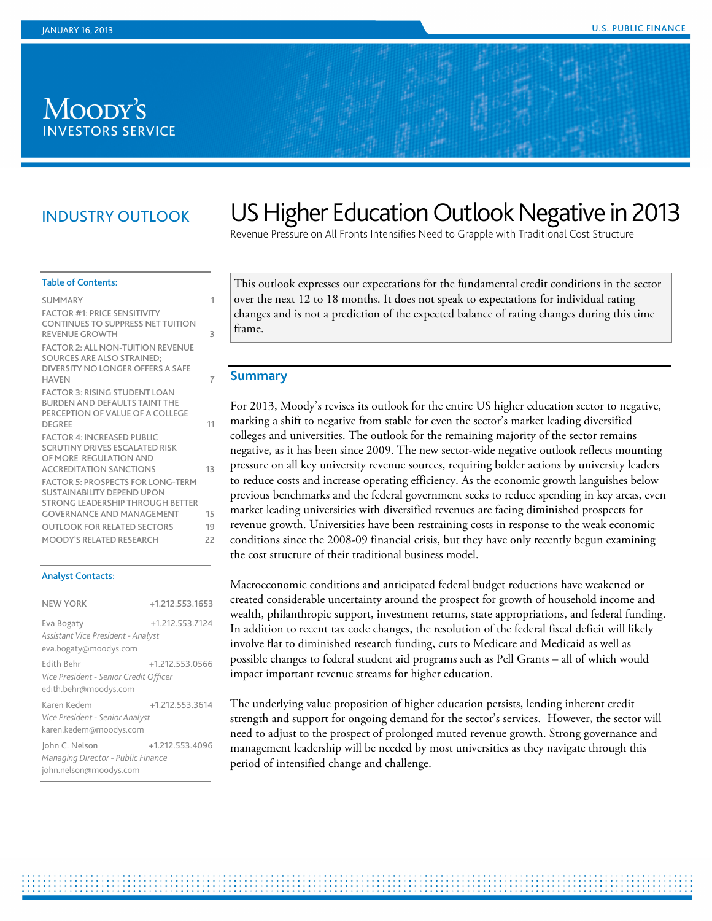JANUARY 16, 2013

U.S. PUBLIC FINANCE

MOODY'S INVESTORS SERVICE

INDUSTRY OUTLOOK

# US Higher Education Outlook Negative in 2013

Revenue Pressure on All Fronts Intensifies Need to Grapple with Traditional Cost Structure

**Table of Contents:**

| | |
|---|---|
| SUMMARY | 1 |
| FACTOR #1: PRICE SENSITIVITY CONTINUES TO SUPPRESS NET TUITION REVENUE GROWTH | 3 |
| FACTOR 2: ALL NON-TUITION REVENUE SOURCES ARE ALSO STRAINED; DIVERSITY NO LONGER OFFERS A SAFE HAVEN | 7 |
| FACTOR 3: RISING STUDENT LOAN BURDEN AND DEFAULTS TAINT THE PERCEPTION OF VALUE OF A COLLEGE DEGREE | 11 |
| FACTOR 4: INCREASED PUBLIC SCRUTINY DRIVES ESCALATED RISK OF MORE REGULATION AND ACCREDITATION SANCTIONS | 13 |
| FACTOR 5: PROSPECTS FOR LONG-TERM SUSTAINABILITY DEPEND UPON STRONG LEADERSHIP THROUGH BETTER GOVERNANCE AND MANAGEMENT | 15 |
| OUTLOOK FOR RELATED SECTORS | 19 |
| MOODY'S RELATED RESEARCH | 22 |

**Analyst Contacts:**

NEW YORK +1.212.553.1653

Eva Bogaty +1.212.553.7124
*Assistant Vice President - Analyst*
eva.bogaty@moodys.com

Edith Behr +1.212.553.0566
*Vice President - Senior Credit Officer*
edith.behr@moodys.com

Karen Kedem +1.212.553.3614
*Vice President - Senior Analyst*
karen.kedem@moodys.com

John C. Nelson +1.212.553.4096
*Managing Director - Public Finance*
john.nelson@moodys.com

This outlook expresses our expectations for the fundamental credit conditions in the sector over the next 12 to 18 months. It does not speak to expectations for individual rating changes and is not a prediction of the expected balance of rating changes during this time frame.

## Summary

For 2013, Moody's revises its outlook for the entire US higher education sector to negative, marking a shift to negative from stable for even the sector's market leading diversified colleges and universities. The outlook for the remaining majority of the sector remains negative, as it has been since 2009. The new sector-wide negative outlook reflects mounting pressure on all key university revenue sources, requiring bolder actions by university leaders to reduce costs and increase operating efficiency. As the economic growth languishes below previous benchmarks and the federal government seeks to reduce spending in key areas, even market leading universities with diversified revenues are facing diminished prospects for revenue growth. Universities have been restraining costs in response to the weak economic conditions since the 2008-09 financial crisis, but they have only recently begun examining the cost structure of their traditional business model.

Macroeconomic conditions and anticipated federal budget reductions have weakened or created considerable uncertainty around the prospect for growth of household income and wealth, philanthropic support, investment returns, state appropriations, and federal funding. In addition to recent tax code changes, the resolution of the federal fiscal deficit will likely involve flat to diminished research funding, cuts to Medicare and Medicaid as well as possible changes to federal student aid programs such as Pell Grants – all of which would impact important revenue streams for higher education.

The underlying value proposition of higher education persists, lending inherent credit strength and support for ongoing demand for the sector's services. However, the sector will need to adjust to the prospect of prolonged muted revenue growth. Strong governance and management leadership will be needed by most universities as they navigate through this period of intensified change and challenge.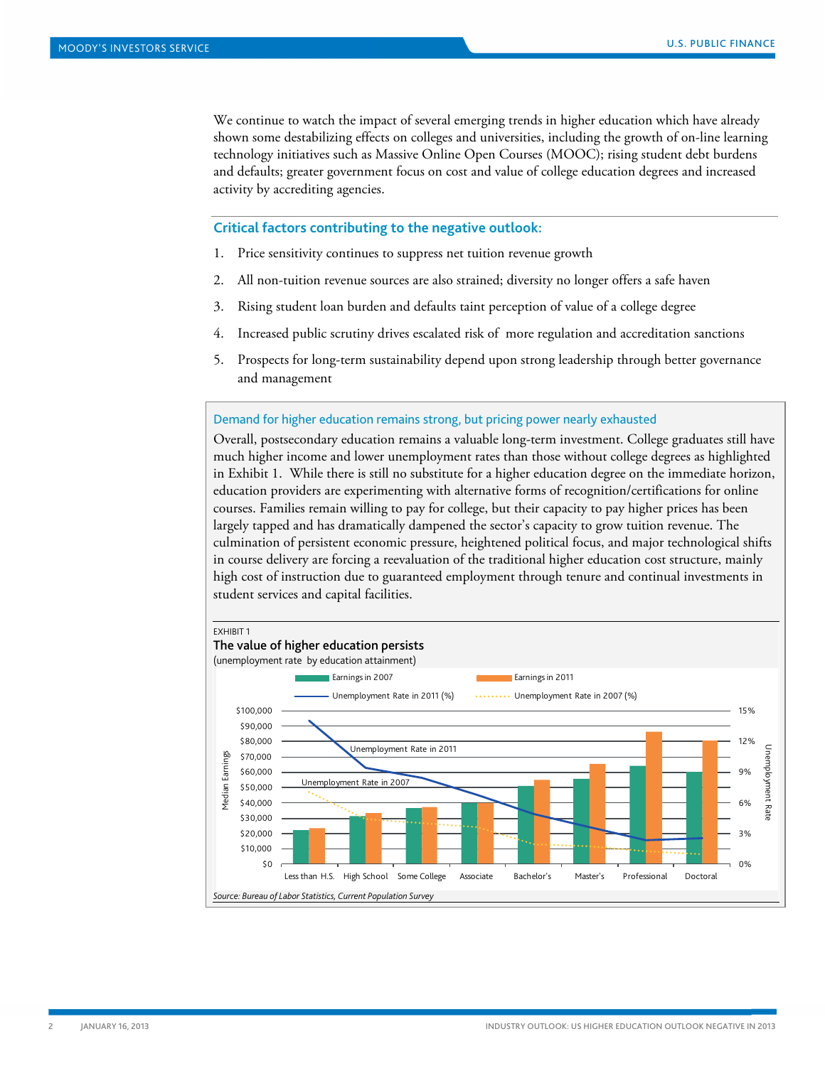We continue to watch the impact of several emerging trends in higher education which have already shown some destabilizing effects on colleges and universities, including the growth of on-line learning technology initiatives such as Massive Online Open Courses (MOOC); rising student debt burdens and defaults; greater government focus on cost and value of college education degrees and increased activity by accrediting agencies.

## Critical factors contributing to the negative outlook:

1. Price sensitivity continues to suppress net tuition revenue growth
2. All non-tuition revenue sources are also strained; diversity no longer offers a safe haven
3. Rising student loan burden and defaults taint perception of value of a college degree
4. Increased public scrutiny drives escalated risk of more regulation and accreditation sanctions
5. Prospects for long-term sustainability depend upon strong leadership through better governance and management

### Demand for higher education remains strong, but pricing power nearly exhausted

Overall, postsecondary education remains a valuable long-term investment. College graduates still have much higher income and lower unemployment rates than those without college degrees as highlighted in Exhibit 1. While there is still no substitute for a higher education degree on the immediate horizon, education providers are experimenting with alternative forms of recognition/certifications for online courses. Families remain willing to pay for college, but their capacity to pay higher prices has been largely tapped and has dramatically dampened the sector's capacity to grow tuition revenue. The culmination of persistent economic pressure, heightened political focus, and major technological shifts in course delivery are forcing a reevaluation of the traditional higher education cost structure, mainly high cost of instruction due to guaranteed employment through tenure and continual investments in student services and capital facilities.

EXHIBIT 1

**The value of higher education persists**

(unemployment rate by education attainment)

Legend: Earnings in 2007; Earnings in 2011; Unemployment Rate in 2011 (%); Unemployment Rate in 2007 (%)

Left axis: Median Earnings ($0 – $100,000); Right axis: Unemployment Rate (0% – 15%)

Categories: Less than H.S., High School, Some College, Associate, Bachelor's, Master's, Professional, Doctoral

*Source: Bureau of Labor Statistics, Current Population Survey*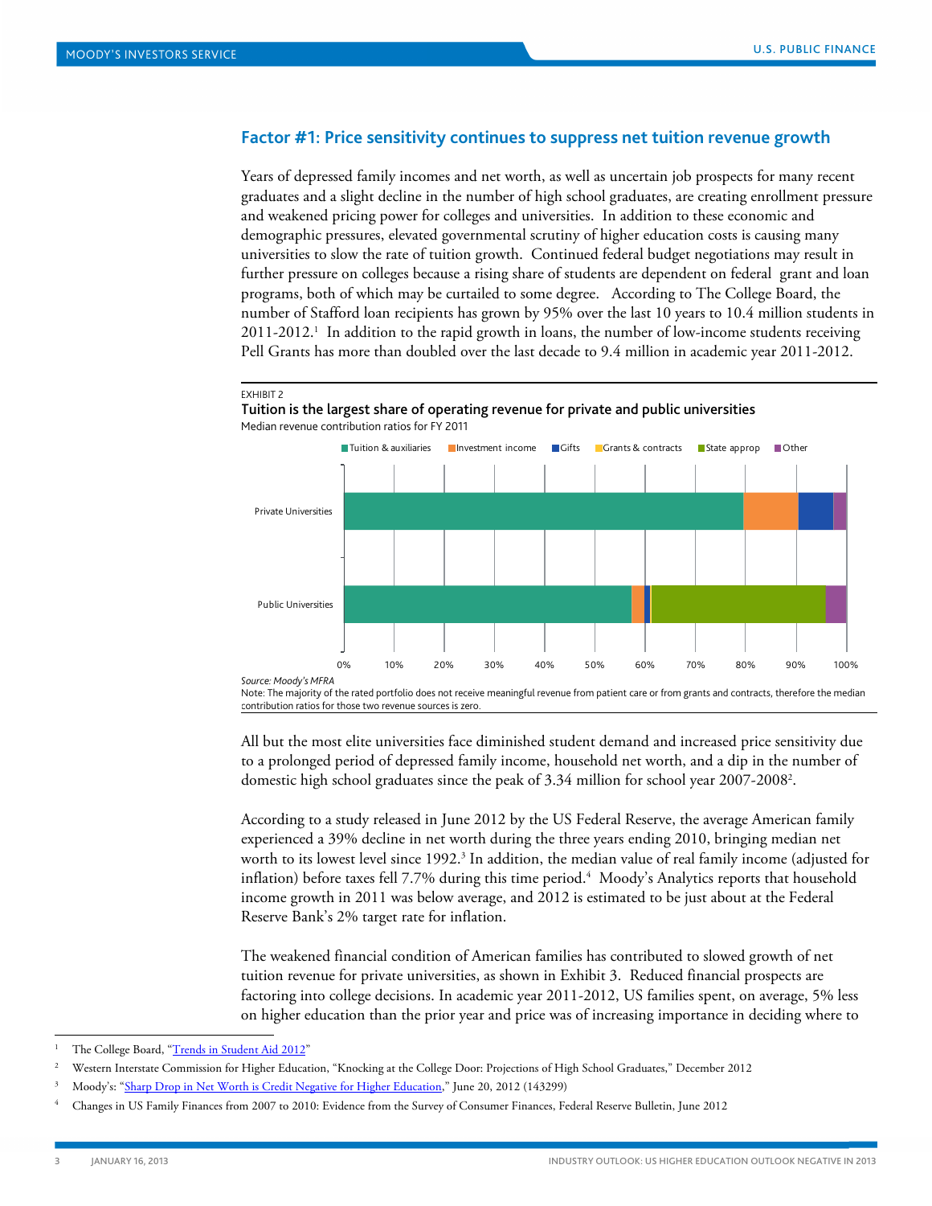## Factor #1: Price sensitivity continues to suppress net tuition revenue growth

Years of depressed family incomes and net worth, as well as uncertain job prospects for many recent graduates and a slight decline in the number of high school graduates, are creating enrollment pressure and weakened pricing power for colleges and universities. In addition to these economic and demographic pressures, elevated governmental scrutiny of higher education costs is causing many universities to slow the rate of tuition growth. Continued federal budget negotiations may result in further pressure on colleges because a rising share of students are dependent on federal grant and loan programs, both of which may be curtailed to some degree. According to The College Board, the number of Stafford loan recipients has grown by 95% over the last 10 years to 10.4 million students in 2011-2012.[1] In addition to the rapid growth in loans, the number of low-income students receiving Pell Grants has more than doubled over the last decade to 9.4 million in academic year 2011-2012.

EXHIBIT 2

**Tuition is the largest share of operating revenue for private and public universities**

Median revenue contribution ratios for FY 2011

Legend: Tuition & auxiliaries, Investment income, Gifts, Grants & contracts, State approp, Other

Private Universities; Public Universities

0% 10% 20% 30% 40% 50% 60% 70% 80% 90% 100%

*Source: Moody's MFRA*

Note: The majority of the rated portfolio does not receive meaningful revenue from patient care or from grants and contracts, therefore the median contribution ratios for those two revenue sources is zero.

All but the most elite universities face diminished student demand and increased price sensitivity due to a prolonged period of depressed family income, household net worth, and a dip in the number of domestic high school graduates since the peak of 3.34 million for school year 2007-2008[2].

According to a study released in June 2012 by the US Federal Reserve, the average American family experienced a 39% decline in net worth during the three years ending 2010, bringing median net worth to its lowest level since 1992.[3] In addition, the median value of real family income (adjusted for inflation) before taxes fell 7.7% during this time period.[4] Moody's Analytics reports that household income growth in 2011 was below average, and 2012 is estimated to be just about at the Federal Reserve Bank's 2% target rate for inflation.

The weakened financial condition of American families has contributed to slowed growth of net tuition revenue for private universities, as shown in Exhibit 3. Reduced financial prospects are factoring into college decisions. In academic year 2011-2012, US families spent, on average, 5% less on higher education than the prior year and price was of increasing importance in deciding where to

---

[1] The College Board, "Trends in Student Aid 2012"

[2] Western Interstate Commission for Higher Education, "Knocking at the College Door: Projections of High School Graduates," December 2012

[3] Moody's: "Sharp Drop in Net Worth is Credit Negative for Higher Education," June 20, 2012 (143299)

[4] Changes in US Family Finances from 2007 to 2010: Evidence from the Survey of Consumer Finances, Federal Reserve Bulletin, June 2012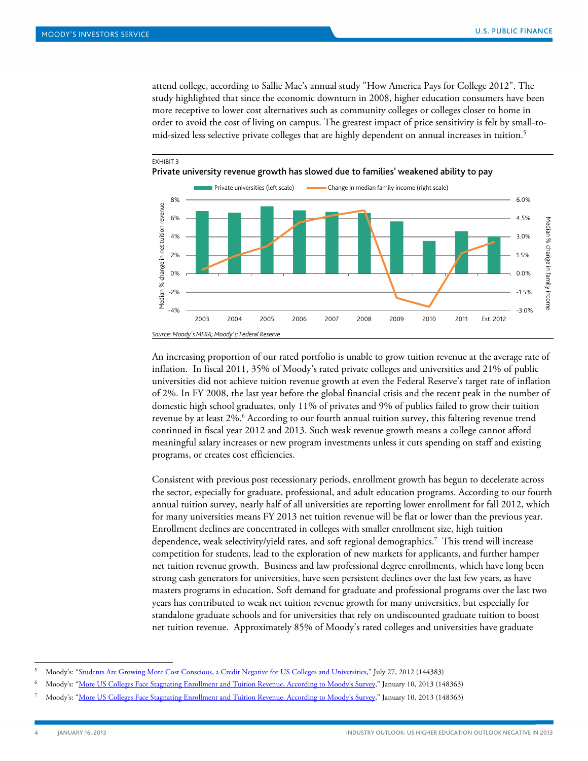attend college, according to Sallie Mae's annual study "How America Pays for College 2012". The study highlighted that since the economic downturn in 2008, higher education consumers have been more receptive to lower cost alternatives such as community colleges or colleges closer to home in order to avoid the cost of living on campus. The greatest impact of price sensitivity is felt by small-to-mid-sized less selective private colleges that are highly dependent on annual increases in tuition.[5]

EXHIBIT 3

**Private university revenue growth has slowed due to families' weakened ability to pay**

Private universities (left scale) — Change in median family income (right scale)

Median % change in net tuition revenue: 8%, 6%, 4%, 2%, 0%, -2%, -4%

Median % change in family income: 6.0%, 4.5%, 3.0%, 1.5%, 0.0%, -1.5%, -3.0%

2003 2004 2005 2006 2007 2008 2009 2010 2011 Est. 2012

*Source: Moody's MFRA; Moody's; Federal Reserve*

An increasing proportion of our rated portfolio is unable to grow tuition revenue at the average rate of inflation. In fiscal 2011, 35% of Moody's rated private colleges and universities and 21% of public universities did not achieve tuition revenue growth at even the Federal Reserve's target rate of inflation of 2%. In FY 2008, the last year before the global financial crisis and the recent peak in the number of domestic high school graduates, only 11% of privates and 9% of publics failed to grow their tuition revenue by at least 2%.[6] According to our fourth annual tuition survey, this faltering revenue trend continued in fiscal year 2012 and 2013. Such weak revenue growth means a college cannot afford meaningful salary increases or new program investments unless it cuts spending on staff and existing programs, or creates cost efficiencies.

Consistent with previous post recessionary periods, enrollment growth has begun to decelerate across the sector, especially for graduate, professional, and adult education programs. According to our fourth annual tuition survey, nearly half of all universities are reporting lower enrollment for fall 2012, which for many universities means FY 2013 net tuition revenue will be flat or lower than the previous year. Enrollment declines are concentrated in colleges with smaller enrollment size, high tuition dependence, weak selectivity/yield rates, and soft regional demographics.[7] This trend will increase competition for students, lead to the exploration of new markets for applicants, and further hamper net tuition revenue growth. Business and law professional degree enrollments, which have long been strong cash generators for universities, have seen persistent declines over the last few years, as have masters programs in education. Soft demand for graduate and professional programs over the last two years has contributed to weak net tuition revenue growth for many universities, but especially for standalone graduate schools and for universities that rely on undiscounted graduate tuition to boost net tuition revenue. Approximately 85% of Moody's rated colleges and universities have graduate

---

5 Moody's: "Students Are Growing More Cost Conscious, a Credit Negative for US Colleges and Universities," July 27, 2012 (144383)

6 Moody's: "More US Colleges Face Stagnating Enrollment and Tuition Revenue, According to Moody's Survey," January 10, 2013 (148363)

7 Moody's: "More US Colleges Face Stagnating Enrollment and Tuition Revenue, According to Moody's Survey," January 10, 2013 (148363)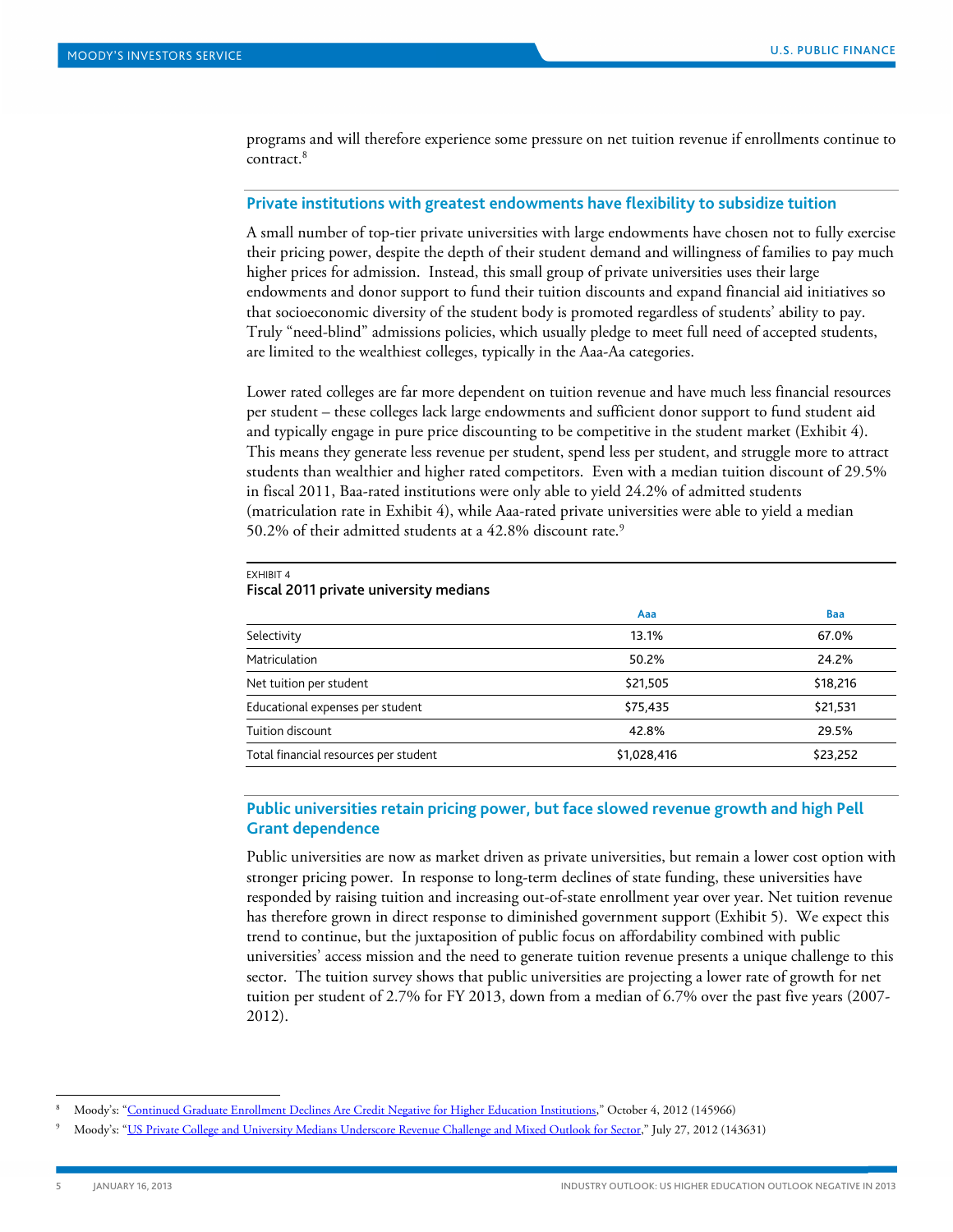programs and will therefore experience some pressure on net tuition revenue if enrollments continue to contract.[8]

## Private institutions with greatest endowments have flexibility to subsidize tuition

A small number of top-tier private universities with large endowments have chosen not to fully exercise their pricing power, despite the depth of their student demand and willingness of families to pay much higher prices for admission. Instead, this small group of private universities uses their large endowments and donor support to fund their tuition discounts and expand financial aid initiatives so that socioeconomic diversity of the student body is promoted regardless of students' ability to pay. Truly "need-blind" admissions policies, which usually pledge to meet full need of accepted students, are limited to the wealthiest colleges, typically in the Aaa-Aa categories.

Lower rated colleges are far more dependent on tuition revenue and have much less financial resources per student – these colleges lack large endowments and sufficient donor support to fund student aid and typically engage in pure price discounting to be competitive in the student market (Exhibit 4). This means they generate less revenue per student, spend less per student, and struggle more to attract students than wealthier and higher rated competitors. Even with a median tuition discount of 29.5% in fiscal 2011, Baa-rated institutions were only able to yield 24.2% of admitted students (matriculation rate in Exhibit 4), while Aaa-rated private universities were able to yield a median 50.2% of their admitted students at a 42.8% discount rate.[9]

EXHIBIT 4
**Fiscal 2011 private university medians**

| | Aaa | Baa |
|---|---|---|
| Selectivity | 13.1% | 67.0% |
| Matriculation | 50.2% | 24.2% |
| Net tuition per student | $21,505 | $18,216 |
| Educational expenses per student | $75,435 | $21,531 |
| Tuition discount | 42.8% | 29.5% |
| Total financial resources per student | $1,028,416 | $23,252 |

## Public universities retain pricing power, but face slowed revenue growth and high Pell Grant dependence

Public universities are now as market driven as private universities, but remain a lower cost option with stronger pricing power. In response to long-term declines of state funding, these universities have responded by raising tuition and increasing out-of-state enrollment year over year. Net tuition revenue has therefore grown in direct response to diminished government support (Exhibit 5). We expect this trend to continue, but the juxtaposition of public focus on affordability combined with public universities' access mission and the need to generate tuition revenue presents a unique challenge to this sector. The tuition survey shows that public universities are projecting a lower rate of growth for net tuition per student of 2.7% for FY 2013, down from a median of 6.7% over the past five years (2007-2012).

---

[8] Moody's: "Continued Graduate Enrollment Declines Are Credit Negative for Higher Education Institutions," October 4, 2012 (145966)

[9] Moody's: "US Private College and University Medians Underscore Revenue Challenge and Mixed Outlook for Sector," July 27, 2012 (143631)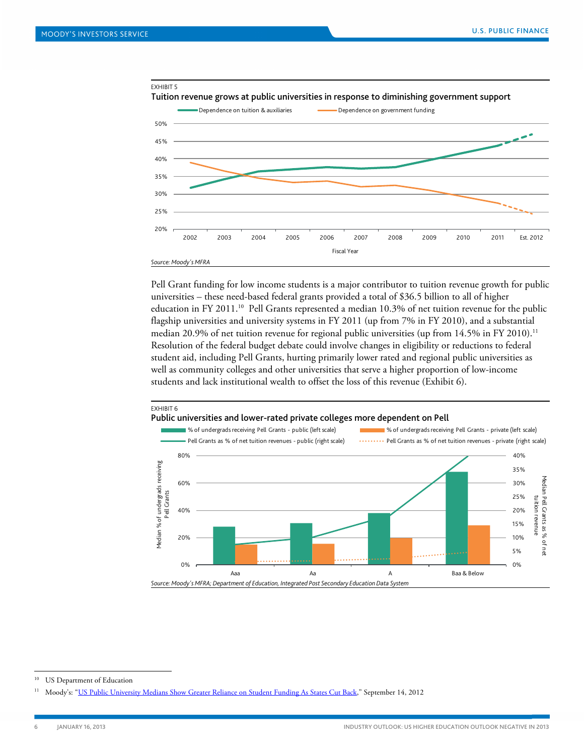EXHIBIT 5

**Tuition revenue grows at public universities in response to diminishing government support**

Source: Moody's MFRA

Pell Grant funding for low income students is a major contributor to tuition revenue growth for public universities – these need-based federal grants provided a total of $36.5 billion to all of higher education in FY 2011.[10] Pell Grants represented a median 10.3% of net tuition revenue for the public flagship universities and university systems in FY 2011 (up from 7% in FY 2010), and a substantial median 20.9% of net tuition revenue for regional public universities (up from 14.5% in FY 2010).[11] Resolution of the federal budget debate could involve changes in eligibility or reductions to federal student aid, including Pell Grants, hurting primarily lower rated and regional public universities as well as community colleges and other universities that serve a higher proportion of low-income students and lack institutional wealth to offset the loss of this revenue (Exhibit 6).

EXHIBIT 6

**Public universities and lower-rated private colleges more dependent on Pell**

Source: Moody's MFRA; Department of Education, Integrated Post Secondary Education Data System

---

[10] US Department of Education

[11] Moody's: "US Public University Medians Show Greater Reliance on Student Funding As States Cut Back," September 14, 2012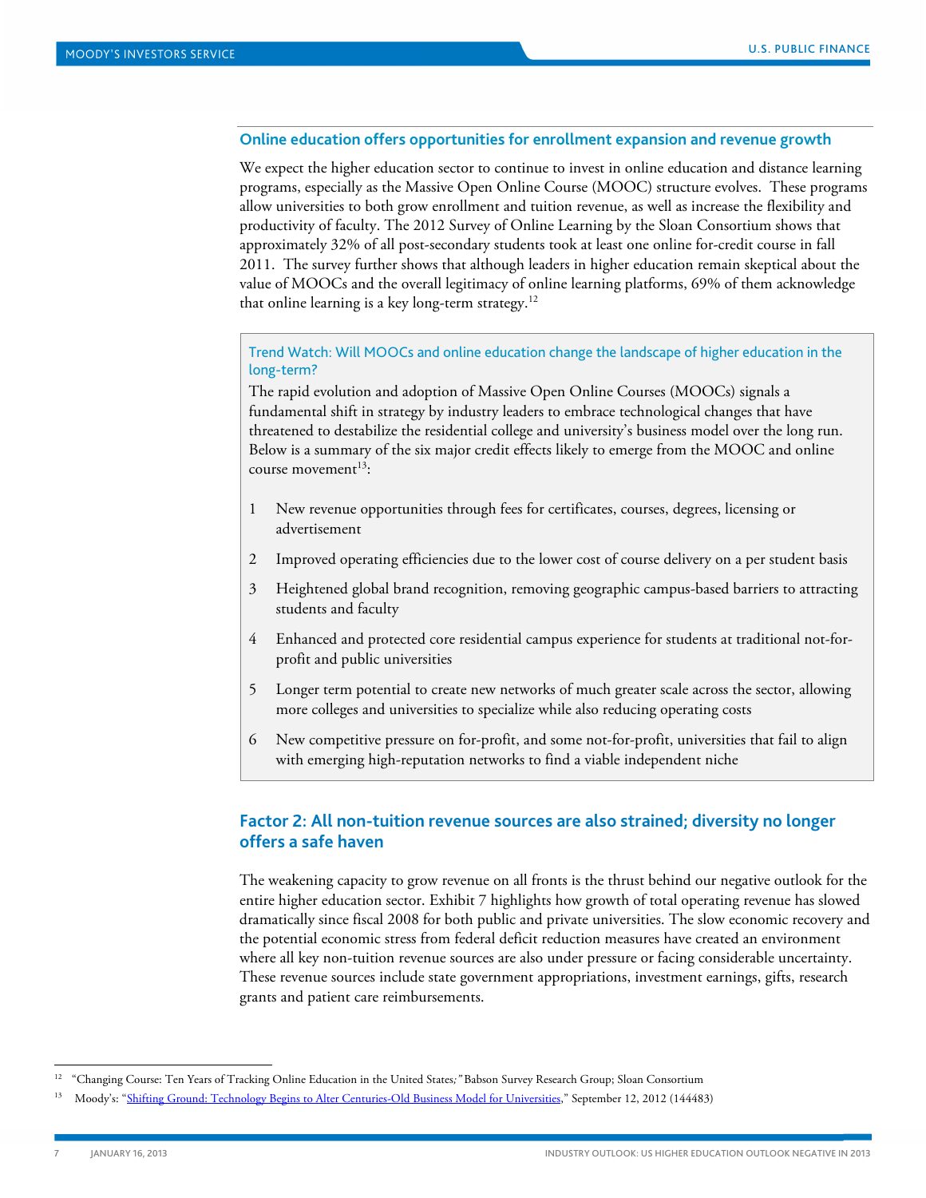### Online education offers opportunities for enrollment expansion and revenue growth

We expect the higher education sector to continue to invest in online education and distance learning programs, especially as the Massive Open Online Course (MOOC) structure evolves. These programs allow universities to both grow enrollment and tuition revenue, as well as increase the flexibility and productivity of faculty. The 2012 Survey of Online Learning by the Sloan Consortium shows that approximately 32% of all post-secondary students took at least one online for-credit course in fall 2011. The survey further shows that although leaders in higher education remain skeptical about the value of MOOCs and the overall legitimacy of online learning platforms, 69% of them acknowledge that online learning is a key long-term strategy.[12]

> **Trend Watch: Will MOOCs and online education change the landscape of higher education in the long-term?**
>
> The rapid evolution and adoption of Massive Open Online Courses (MOOCs) signals a fundamental shift in strategy by industry leaders to embrace technological changes that have threatened to destabilize the residential college and university's business model over the long run. Below is a summary of the six major credit effects likely to emerge from the MOOC and online course movement[13]:
>
> 1. New revenue opportunities through fees for certificates, courses, degrees, licensing or advertisement
> 2. Improved operating efficiencies due to the lower cost of course delivery on a per student basis
> 3. Heightened global brand recognition, removing geographic campus-based barriers to attracting students and faculty
> 4. Enhanced and protected core residential campus experience for students at traditional not-for-profit and public universities
> 5. Longer term potential to create new networks of much greater scale across the sector, allowing more colleges and universities to specialize while also reducing operating costs
> 6. New competitive pressure on for-profit, and some not-for-profit, universities that fail to align with emerging high-reputation networks to find a viable independent niche

## Factor 2: All non-tuition revenue sources are also strained; diversity no longer offers a safe haven

The weakening capacity to grow revenue on all fronts is the thrust behind our negative outlook for the entire higher education sector. Exhibit 7 highlights how growth of total operating revenue has slowed dramatically since fiscal 2008 for both public and private universities. The slow economic recovery and the potential economic stress from federal deficit reduction measures have created an environment where all key non-tuition revenue sources are also under pressure or facing considerable uncertainty. These revenue sources include state government appropriations, investment earnings, gifts, research grants and patient care reimbursements.

---

[12] "Changing Course: Ten Years of Tracking Online Education in the United States;" Babson Survey Research Group; Sloan Consortium

[13] Moody's: "Shifting Ground: Technology Begins to Alter Centuries-Old Business Model for Universities," September 12, 2012 (144483)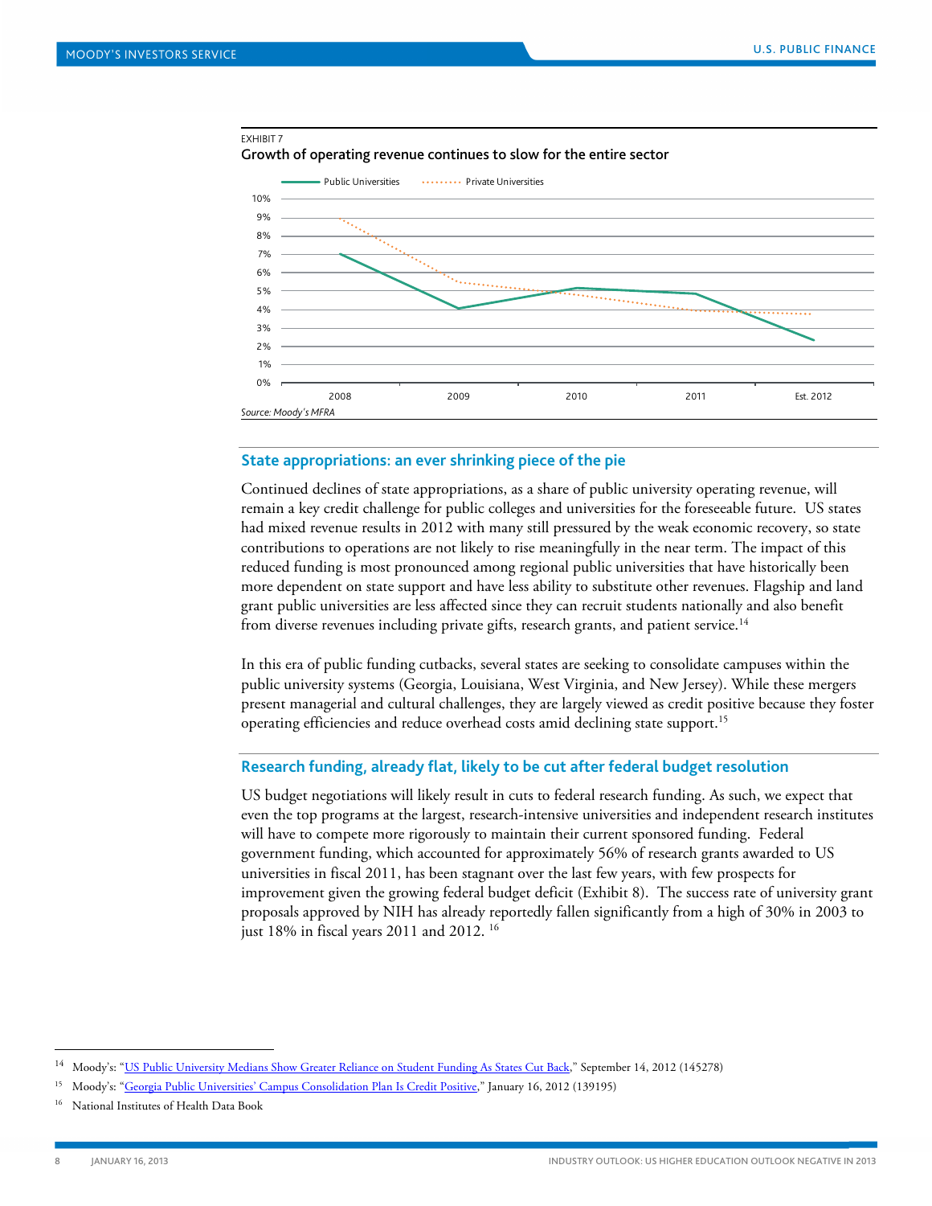EXHIBIT 7

**Growth of operating revenue continues to slow for the entire sector**

Source: Moody's MFRA

## State appropriations: an ever shrinking piece of the pie

Continued declines of state appropriations, as a share of public university operating revenue, will remain a key credit challenge for public colleges and universities for the foreseeable future. US states had mixed revenue results in 2012 with many still pressured by the weak economic recovery, so state contributions to operations are not likely to rise meaningfully in the near term. The impact of this reduced funding is most pronounced among regional public universities that have historically been more dependent on state support and have less ability to substitute other revenues. Flagship and land grant public universities are less affected since they can recruit students nationally and also benefit from diverse revenues including private gifts, research grants, and patient service.[14]

In this era of public funding cutbacks, several states are seeking to consolidate campuses within the public university systems (Georgia, Louisiana, West Virginia, and New Jersey). While these mergers present managerial and cultural challenges, they are largely viewed as credit positive because they foster operating efficiencies and reduce overhead costs amid declining state support.[15]

## Research funding, already flat, likely to be cut after federal budget resolution

US budget negotiations will likely result in cuts to federal research funding. As such, we expect that even the top programs at the largest, research-intensive universities and independent research institutes will have to compete more rigorously to maintain their current sponsored funding. Federal government funding, which accounted for approximately 56% of research grants awarded to US universities in fiscal 2011, has been stagnant over the last few years, with few prospects for improvement given the growing federal budget deficit (Exhibit 8). The success rate of university grant proposals approved by NIH has already reportedly fallen significantly from a high of 30% in 2003 to just 18% in fiscal years 2011 and 2012. [16]

---

[14] Moody's: "US Public University Medians Show Greater Reliance on Student Funding As States Cut Back," September 14, 2012 (145278)

[15] Moody's: "Georgia Public Universities' Campus Consolidation Plan Is Credit Positive," January 16, 2012 (139195)

[16] National Institutes of Health Data Book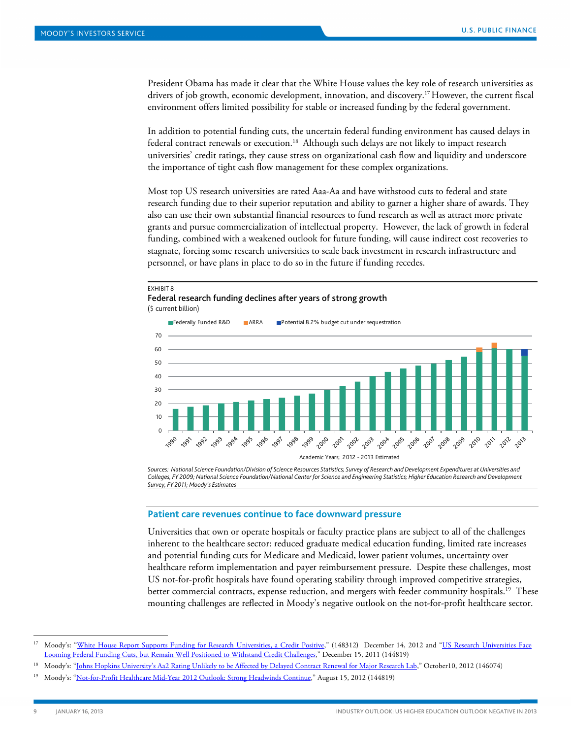President Obama has made it clear that the White House values the key role of research universities as drivers of job growth, economic development, innovation, and discovery.[17] However, the current fiscal environment offers limited possibility for stable or increased funding by the federal government.

In addition to potential funding cuts, the uncertain federal funding environment has caused delays in federal contract renewals or execution.[18] Although such delays are not likely to impact research universities' credit ratings, they cause stress on organizational cash flow and liquidity and underscore the importance of tight cash flow management for these complex organizations.

Most top US research universities are rated Aaa-Aa and have withstood cuts to federal and state research funding due to their superior reputation and ability to garner a higher share of awards. They also can use their own substantial financial resources to fund research as well as attract more private grants and pursue commercialization of intellectual property. However, the lack of growth in federal funding, combined with a weakened outlook for future funding, will cause indirect cost recoveries to stagnate, forcing some research universities to scale back investment in research infrastructure and personnel, or have plans in place to do so in the future if funding recedes.

EXHIBIT 8

**Federal research funding declines after years of strong growth**

($ current billion)

Legend: Federally Funded R&D; ARRA; Potential 8.2% budget cut under sequestration

Academic Years; 2012 - 2013 Estimated

*Sources: National Science Foundation/Division of Science Resources Statistics; Survey of Research and Development Expenditures at Universities and Colleges, FY 2009; National Science Foundation/National Center for Science and Engineering Statistics; Higher Education Research and Development Survey, FY 2011; Moody's Estimates*

## Patient care revenues continue to face downward pressure

Universities that own or operate hospitals or faculty practice plans are subject to all of the challenges inherent to the healthcare sector: reduced graduate medical education funding, limited rate increases and potential funding cuts for Medicare and Medicaid, lower patient volumes, uncertainty over healthcare reform implementation and payer reimbursement pressure. Despite these challenges, most US not-for-profit hospitals have found operating stability through improved competitive strategies, better commercial contracts, expense reduction, and mergers with feeder community hospitals.[19] These mounting challenges are reflected in Moody's negative outlook on the not-for-profit healthcare sector.

---

[17] Moody's: "White House Report Supports Funding for Research Universities, a Credit Positive," (148312) December 14, 2012 and "US Research Universities Face Looming Federal Funding Cuts, but Remain Well Positioned to Withstand Credit Challenges," December 15, 2011 (144819)

[18] Moody's: "Johns Hopkins University's Aa2 Rating Unlikely to be Affected by Delayed Contract Renewal for Major Research Lab," October10, 2012 (146074)

[19] Moody's: "Not-for-Profit Healthcare Mid-Year 2012 Outlook: Strong Headwinds Continue," August 15, 2012 (144819)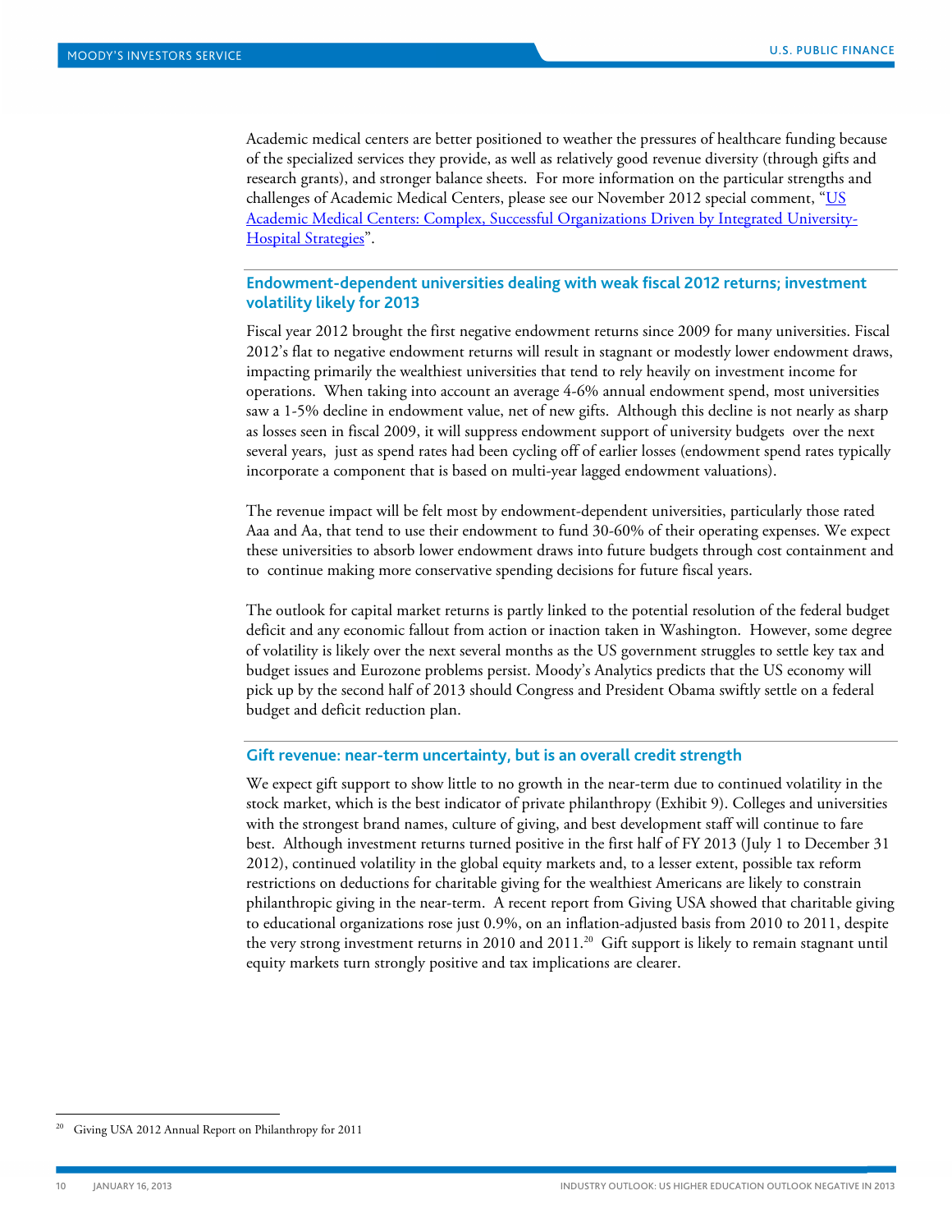Academic medical centers are better positioned to weather the pressures of healthcare funding because of the specialized services they provide, as well as relatively good revenue diversity (through gifts and research grants), and stronger balance sheets. For more information on the particular strengths and challenges of Academic Medical Centers, please see our November 2012 special comment, "[US Academic Medical Centers: Complex, Successful Organizations Driven by Integrated University-Hospital Strategies]()".

## Endowment-dependent universities dealing with weak fiscal 2012 returns; investment volatility likely for 2013

Fiscal year 2012 brought the first negative endowment returns since 2009 for many universities. Fiscal 2012's flat to negative endowment returns will result in stagnant or modestly lower endowment draws, impacting primarily the wealthiest universities that tend to rely heavily on investment income for operations. When taking into account an average 4-6% annual endowment spend, most universities saw a 1-5% decline in endowment value, net of new gifts. Although this decline is not nearly as sharp as losses seen in fiscal 2009, it will suppress endowment support of university budgets over the next several years, just as spend rates had been cycling off of earlier losses (endowment spend rates typically incorporate a component that is based on multi-year lagged endowment valuations).

The revenue impact will be felt most by endowment-dependent universities, particularly those rated Aaa and Aa, that tend to use their endowment to fund 30-60% of their operating expenses. We expect these universities to absorb lower endowment draws into future budgets through cost containment and to continue making more conservative spending decisions for future fiscal years.

The outlook for capital market returns is partly linked to the potential resolution of the federal budget deficit and any economic fallout from action or inaction taken in Washington. However, some degree of volatility is likely over the next several months as the US government struggles to settle key tax and budget issues and Eurozone problems persist. Moody's Analytics predicts that the US economy will pick up by the second half of 2013 should Congress and President Obama swiftly settle on a federal budget and deficit reduction plan.

## Gift revenue: near-term uncertainty, but is an overall credit strength

We expect gift support to show little to no growth in the near-term due to continued volatility in the stock market, which is the best indicator of private philanthropy (Exhibit 9). Colleges and universities with the strongest brand names, culture of giving, and best development staff will continue to fare best. Although investment returns turned positive in the first half of FY 2013 (July 1 to December 31 2012), continued volatility in the global equity markets and, to a lesser extent, possible tax reform restrictions on deductions for charitable giving for the wealthiest Americans are likely to constrain philanthropic giving in the near-term. A recent report from Giving USA showed that charitable giving to educational organizations rose just 0.9%, on an inflation-adjusted basis from 2010 to 2011, despite the very strong investment returns in 2010 and 2011.[20] Gift support is likely to remain stagnant until equity markets turn strongly positive and tax implications are clearer.

---

[20] Giving USA 2012 Annual Report on Philanthropy for 2011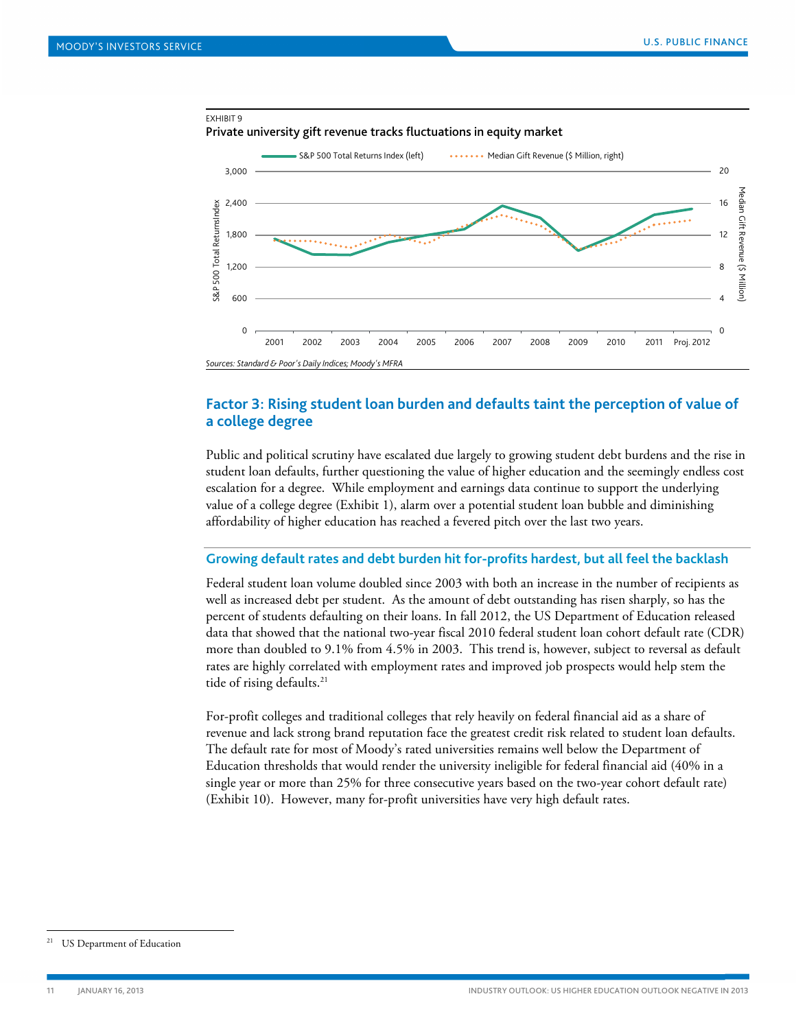EXHIBIT 9

**Private university gift revenue tracks fluctuations in equity market**

*Sources: Standard & Poor's Daily Indices; Moody's MFRA*

## Factor 3: Rising student loan burden and defaults taint the perception of value of a college degree

Public and political scrutiny have escalated due largely to growing student debt burdens and the rise in student loan defaults, further questioning the value of higher education and the seemingly endless cost escalation for a degree. While employment and earnings data continue to support the underlying value of a college degree (Exhibit 1), alarm over a potential student loan bubble and diminishing affordability of higher education has reached a fevered pitch over the last two years.

### Growing default rates and debt burden hit for-profits hardest, but all feel the backlash

Federal student loan volume doubled since 2003 with both an increase in the number of recipients as well as increased debt per student. As the amount of debt outstanding has risen sharply, so has the percent of students defaulting on their loans. In fall 2012, the US Department of Education released data that showed that the national two-year fiscal 2010 federal student loan cohort default rate (CDR) more than doubled to 9.1% from 4.5% in 2003. This trend is, however, subject to reversal as default rates are highly correlated with employment rates and improved job prospects would help stem the tide of rising defaults.[21]

For-profit colleges and traditional colleges that rely heavily on federal financial aid as a share of revenue and lack strong brand reputation face the greatest credit risk related to student loan defaults. The default rate for most of Moody's rated universities remains well below the Department of Education thresholds that would render the university ineligible for federal financial aid (40% in a single year or more than 25% for three consecutive years based on the two-year cohort default rate) (Exhibit 10). However, many for-profit universities have very high default rates.

[21] US Department of Education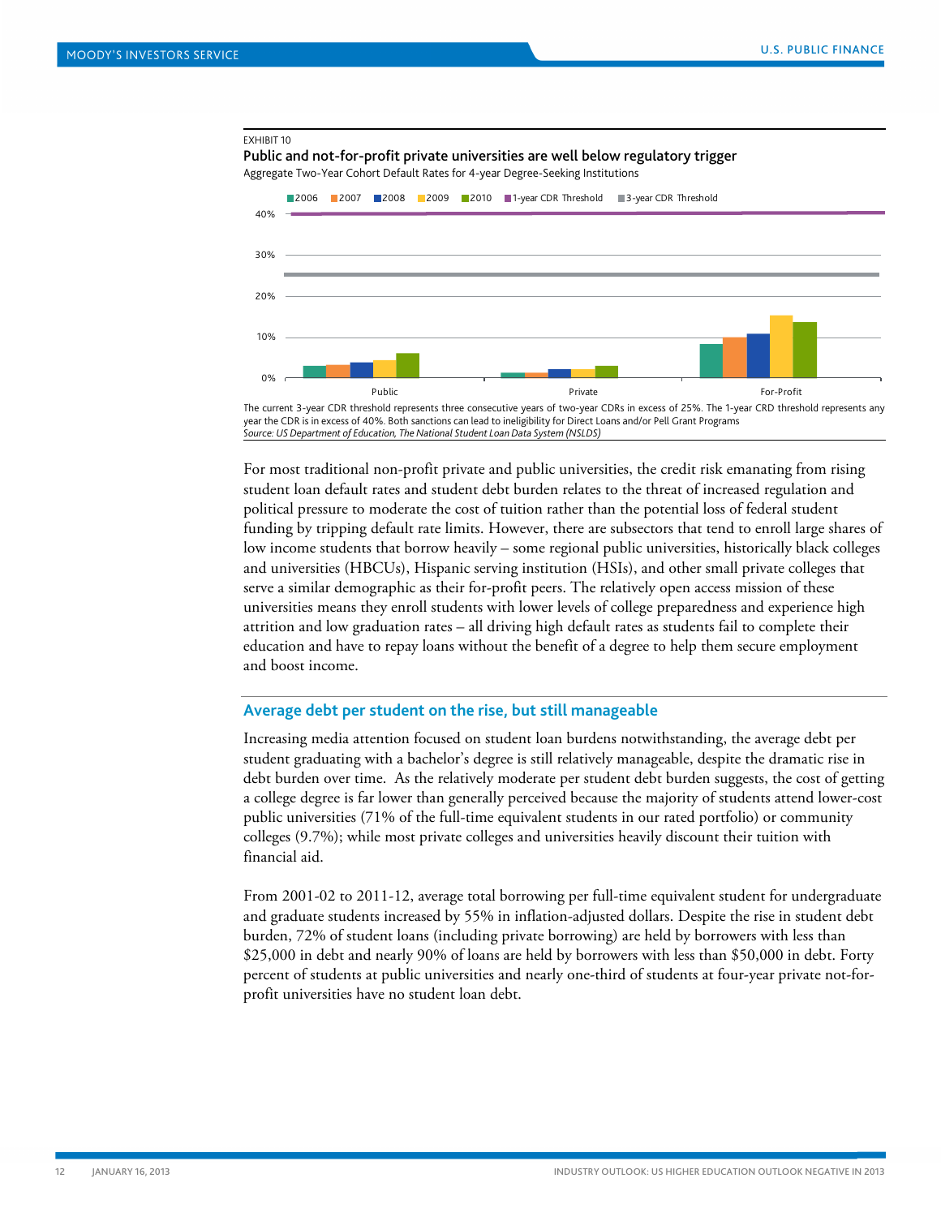EXHIBIT 10

**Public and not-for-profit private universities are well below regulatory trigger**

Aggregate Two-Year Cohort Default Rates for 4-year Degree-Seeking Institutions

The current 3-year CDR threshold represents three consecutive years of two-year CDRs in excess of 25%. The 1-year CRD threshold represents any year the CDR is in excess of 40%. Both sanctions can lead to ineligibility for Direct Loans and/or Pell Grant Programs

*Source: US Department of Education, The National Student Loan Data System (NSLDS)*

For most traditional non-profit private and public universities, the credit risk emanating from rising student loan default rates and student debt burden relates to the threat of increased regulation and political pressure to moderate the cost of tuition rather than the potential loss of federal student funding by tripping default rate limits. However, there are subsectors that tend to enroll large shares of low income students that borrow heavily – some regional public universities, historically black colleges and universities (HBCUs), Hispanic serving institution (HSIs), and other small private colleges that serve a similar demographic as their for-profit peers. The relatively open access mission of these universities means they enroll students with lower levels of college preparedness and experience high attrition and low graduation rates – all driving high default rates as students fail to complete their education and have to repay loans without the benefit of a degree to help them secure employment and boost income.

## Average debt per student on the rise, but still manageable

Increasing media attention focused on student loan burdens notwithstanding, the average debt per student graduating with a bachelor's degree is still relatively manageable, despite the dramatic rise in debt burden over time. As the relatively moderate per student debt burden suggests, the cost of getting a college degree is far lower than generally perceived because the majority of students attend lower-cost public universities (71% of the full-time equivalent students in our rated portfolio) or community colleges (9.7%); while most private colleges and universities heavily discount their tuition with financial aid.

From 2001-02 to 2011-12, average total borrowing per full-time equivalent student for undergraduate and graduate students increased by 55% in inflation-adjusted dollars. Despite the rise in student debt burden, 72% of student loans (including private borrowing) are held by borrowers with less than $25,000 in debt and nearly 90% of loans are held by borrowers with less than $50,000 in debt. Forty percent of students at public universities and nearly one-third of students at four-year private not-for-profit universities have no student loan debt.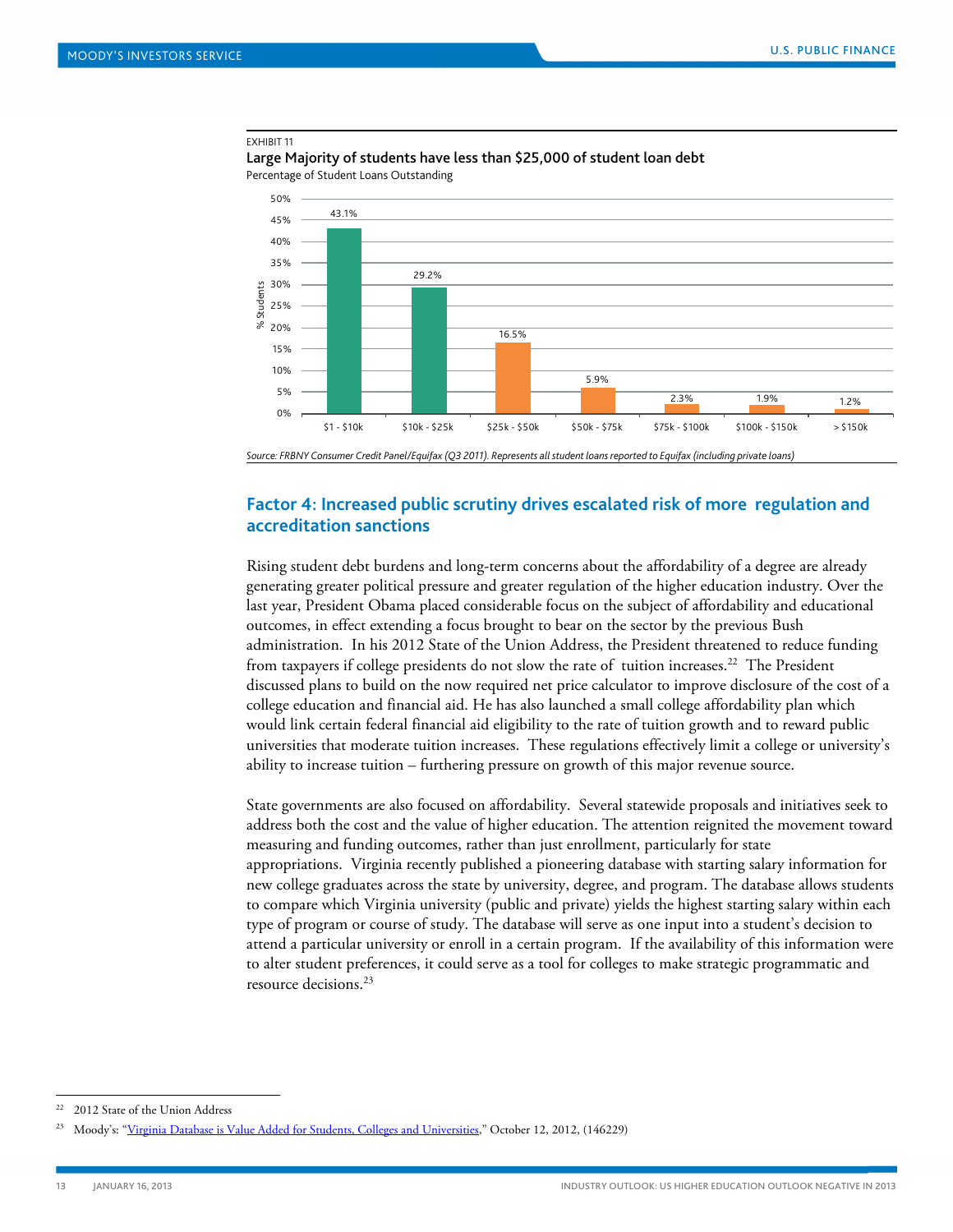EXHIBIT 11

**Large Majority of students have less than $25,000 of student loan debt**

Percentage of Student Loans Outstanding

| Loan Balance | % Students |
|---|---|
| $1 - $10k | 43.1% |
| $10k - $25k | 29.2% |
| $25k - $50k | 16.5% |
| $50k - $75k | 5.9% |
| $75k - $100k | 2.3% |
| $100k - $150k | 1.9% |
| > $150k | 1.2% |

*Source: FRBNY Consumer Credit Panel/Equifax (Q3 2011). Represents all student loans reported to Equifax (including private loans)*

## Factor 4: Increased public scrutiny drives escalated risk of more regulation and accreditation sanctions

Rising student debt burdens and long-term concerns about the affordability of a degree are already generating greater political pressure and greater regulation of the higher education industry. Over the last year, President Obama placed considerable focus on the subject of affordability and educational outcomes, in effect extending a focus brought to bear on the sector by the previous Bush administration. In his 2012 State of the Union Address, the President threatened to reduce funding from taxpayers if college presidents do not slow the rate of tuition increases.[22] The President discussed plans to build on the now required net price calculator to improve disclosure of the cost of a college education and financial aid. He has also launched a small college affordability plan which would link certain federal financial aid eligibility to the rate of tuition growth and to reward public universities that moderate tuition increases. These regulations effectively limit a college or university's ability to increase tuition – furthering pressure on growth of this major revenue source.

State governments are also focused on affordability. Several statewide proposals and initiatives seek to address both the cost and the value of higher education. The attention reignited the movement toward measuring and funding outcomes, rather than just enrollment, particularly for state appropriations. Virginia recently published a pioneering database with starting salary information for new college graduates across the state by university, degree, and program. The database allows students to compare which Virginia university (public and private) yields the highest starting salary within each type of program or course of study. The database will serve as one input into a student's decision to attend a particular university or enroll in a certain program. If the availability of this information were to alter student preferences, it could serve as a tool for colleges to make strategic programmatic and resource decisions.[23]

---

[22] 2012 State of the Union Address

[23] Moody's: "Virginia Database is Value Added for Students, Colleges and Universities," October 12, 2012, (146229)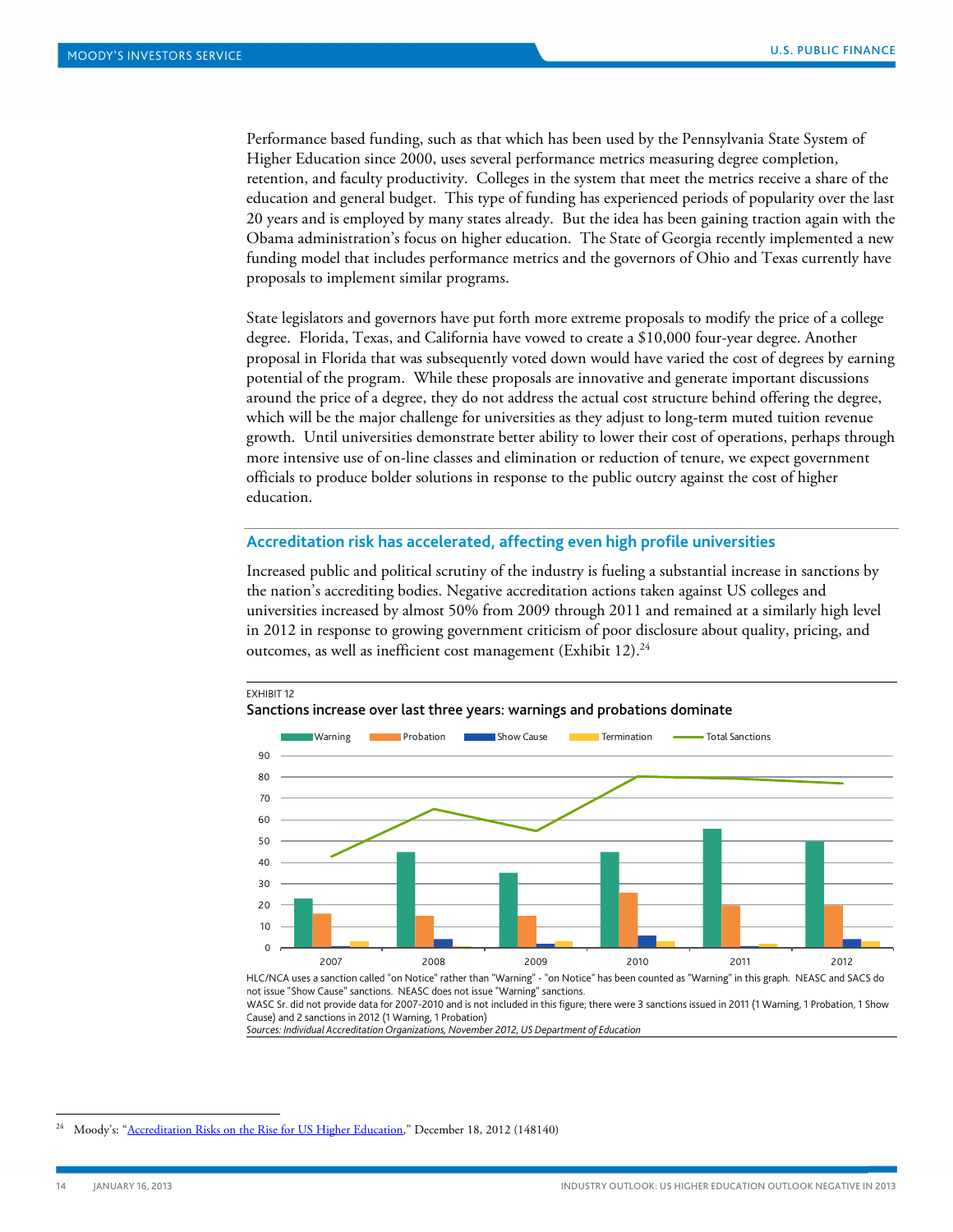Performance based funding, such as that which has been used by the Pennsylvania State System of Higher Education since 2000, uses several performance metrics measuring degree completion, retention, and faculty productivity. Colleges in the system that meet the metrics receive a share of the education and general budget. This type of funding has experienced periods of popularity over the last 20 years and is employed by many states already. But the idea has been gaining traction again with the Obama administration's focus on higher education. The State of Georgia recently implemented a new funding model that includes performance metrics and the governors of Ohio and Texas currently have proposals to implement similar programs.

State legislators and governors have put forth more extreme proposals to modify the price of a college degree. Florida, Texas, and California have vowed to create a $10,000 four-year degree. Another proposal in Florida that was subsequently voted down would have varied the cost of degrees by earning potential of the program. While these proposals are innovative and generate important discussions around the price of a degree, they do not address the actual cost structure behind offering the degree, which will be the major challenge for universities as they adjust to long-term muted tuition revenue growth. Until universities demonstrate better ability to lower their cost of operations, perhaps through more intensive use of on-line classes and elimination or reduction of tenure, we expect government officials to produce bolder solutions in response to the public outcry against the cost of higher education.

## Accreditation risk has accelerated, affecting even high profile universities

Increased public and political scrutiny of the industry is fueling a substantial increase in sanctions by the nation's accrediting bodies. Negative accreditation actions taken against US colleges and universities increased by almost 50% from 2009 through 2011 and remained at a similarly high level in 2012 in response to growing government criticism of poor disclosure about quality, pricing, and outcomes, as well as inefficient cost management (Exhibit 12).[24]

EXHIBIT 12

**Sanctions increase over last three years: warnings and probations dominate**

| Year | Warning | Probation | Show Cause | Termination | Total Sanctions |
|---|---|---|---|---|---|
| 2007 | 23 | 16 | 1 | 3 | 43 |
| 2008 | 45 | 15 | 4 | 1 | 65 |
| 2009 | 35 | 15 | 2 | 3 | 55 |
| 2010 | 45 | 26 | 6 | 3 | 80 |
| 2011 | 56 | 20 | 1 | 2 | 79 |
| 2012 | 50 | 20 | 4 | 3 | 77 |

HLC/NCA uses a sanction called "on Notice" rather than "Warning" - "on Notice" has been counted as "Warning" in this graph. NEASC and SACS do not issue "Show Cause" sanctions. NEASC does not issue "Warning" sanctions.

WASC Sr. did not provide data for 2007-2010 and is not included in this figure; there were 3 sanctions issued in 2011 (1 Warning, 1 Probation, 1 Show Cause) and 2 sanctions in 2012 (1 Warning, 1 Probation)

*Sources: Individual Accreditation Organizations, November 2012, US Department of Education*

---

[24] Moody's: "Accreditation Risks on the Rise for US Higher Education," December 18, 2012 (148140)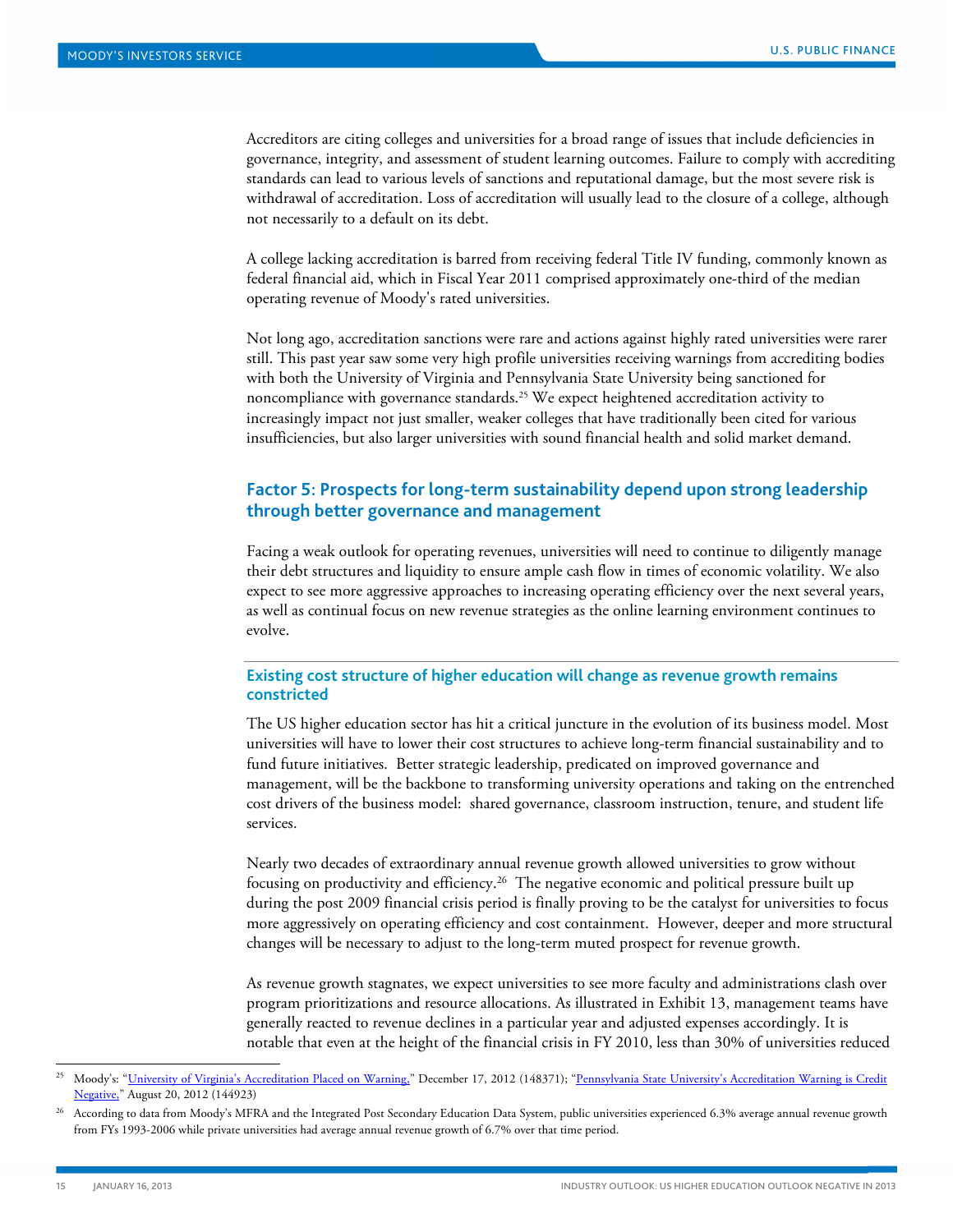Accreditors are citing colleges and universities for a broad range of issues that include deficiencies in governance, integrity, and assessment of student learning outcomes. Failure to comply with accrediting standards can lead to various levels of sanctions and reputational damage, but the most severe risk is withdrawal of accreditation. Loss of accreditation will usually lead to the closure of a college, although not necessarily to a default on its debt.

A college lacking accreditation is barred from receiving federal Title IV funding, commonly known as federal financial aid, which in Fiscal Year 2011 comprised approximately one-third of the median operating revenue of Moody's rated universities.

Not long ago, accreditation sanctions were rare and actions against highly rated universities were rarer still. This past year saw some very high profile universities receiving warnings from accrediting bodies with both the University of Virginia and Pennsylvania State University being sanctioned for noncompliance with governance standards.[25] We expect heightened accreditation activity to increasingly impact not just smaller, weaker colleges that have traditionally been cited for various insufficiencies, but also larger universities with sound financial health and solid market demand.

## Factor 5: Prospects for long-term sustainability depend upon strong leadership through better governance and management

Facing a weak outlook for operating revenues, universities will need to continue to diligently manage their debt structures and liquidity to ensure ample cash flow in times of economic volatility. We also expect to see more aggressive approaches to increasing operating efficiency over the next several years, as well as continual focus on new revenue strategies as the online learning environment continues to evolve.

### Existing cost structure of higher education will change as revenue growth remains constricted

The US higher education sector has hit a critical juncture in the evolution of its business model. Most universities will have to lower their cost structures to achieve long-term financial sustainability and to fund future initiatives. Better strategic leadership, predicated on improved governance and management, will be the backbone to transforming university operations and taking on the entrenched cost drivers of the business model: shared governance, classroom instruction, tenure, and student life services.

Nearly two decades of extraordinary annual revenue growth allowed universities to grow without focusing on productivity and efficiency.[26] The negative economic and political pressure built up during the post 2009 financial crisis period is finally proving to be the catalyst for universities to focus more aggressively on operating efficiency and cost containment. However, deeper and more structural changes will be necessary to adjust to the long-term muted prospect for revenue growth.

As revenue growth stagnates, we expect universities to see more faculty and administrations clash over program prioritizations and resource allocations. As illustrated in Exhibit 13, management teams have generally reacted to revenue declines in a particular year and adjusted expenses accordingly. It is notable that even at the height of the financial crisis in FY 2010, less than 30% of universities reduced

---

[25] Moody's: "University of Virginia's Accreditation Placed on Warning," December 17, 2012 (148371); "Pennsylvania State University's Accreditation Warning is Credit Negative," August 20, 2012 (144923)

[26] According to data from Moody's MFRA and the Integrated Post Secondary Education Data System, public universities experienced 6.3% average annual revenue growth from FYs 1993-2006 while private universities had average annual revenue growth of 6.7% over that time period.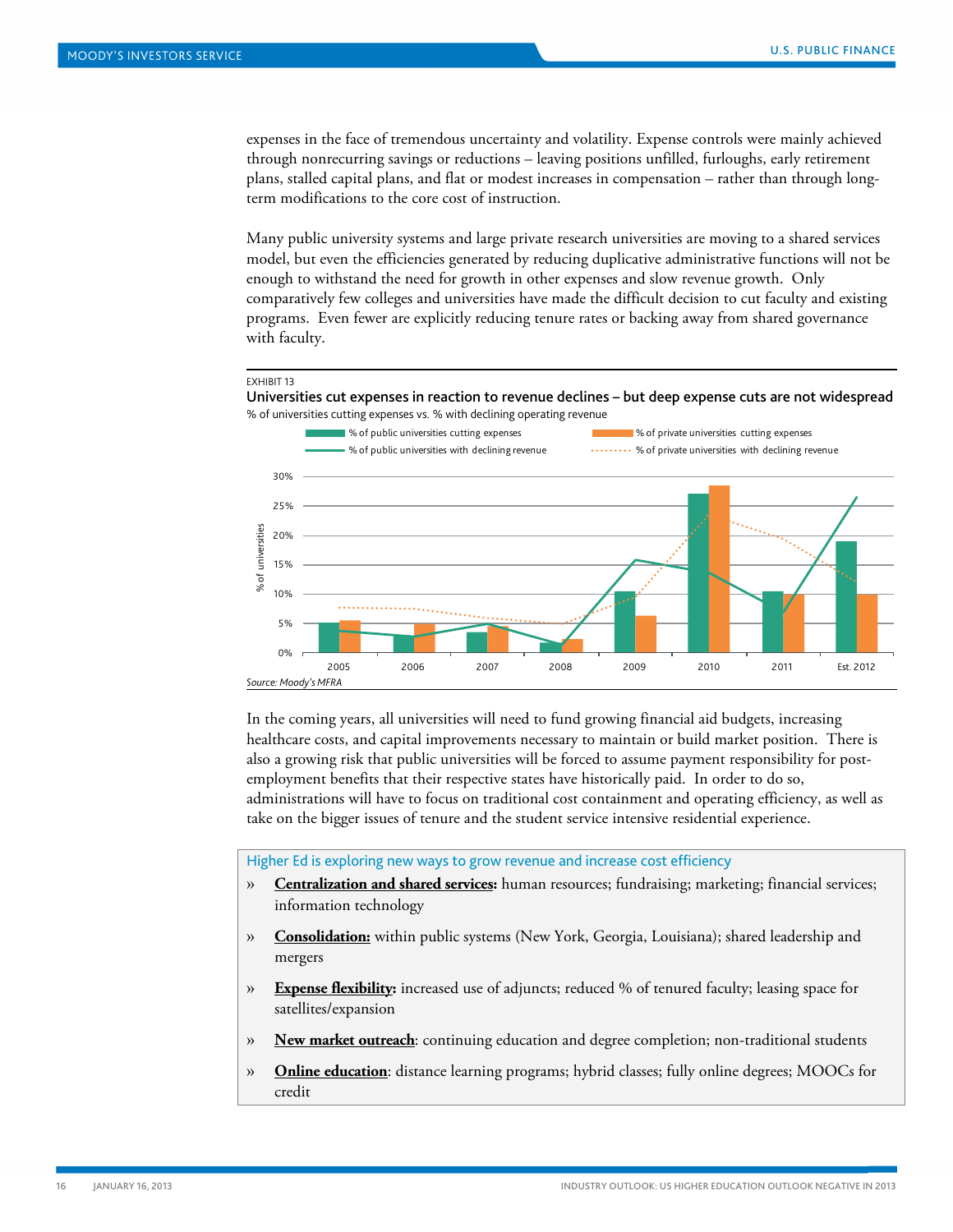expenses in the face of tremendous uncertainty and volatility. Expense controls were mainly achieved through nonrecurring savings or reductions – leaving positions unfilled, furloughs, early retirement plans, stalled capital plans, and flat or modest increases in compensation – rather than through long-term modifications to the core cost of instruction.

Many public university systems and large private research universities are moving to a shared services model, but even the efficiencies generated by reducing duplicative administrative functions will not be enough to withstand the need for growth in other expenses and slow revenue growth. Only comparatively few colleges and universities have made the difficult decision to cut faculty and existing programs. Even fewer are explicitly reducing tenure rates or backing away from shared governance with faculty.

EXHIBIT 13

**Universities cut expenses in reaction to revenue declines – but deep expense cuts are not widespread**

% of universities cutting expenses vs. % with declining operating revenue

Legend: % of public universities cutting expenses; % of private universities cutting expenses; % of public universities with declining revenue; % of private universities with declining revenue

Y-axis: % of universities (0%–30%). X-axis: 2005, 2006, 2007, 2008, 2009, 2010, 2011, Est. 2012

*Source: Moody's MFRA*

In the coming years, all universities will need to fund growing financial aid budgets, increasing healthcare costs, and capital improvements necessary to maintain or build market position. There is also a growing risk that public universities will be forced to assume payment responsibility for post-employment benefits that their respective states have historically paid. In order to do so, administrations will have to focus on traditional cost containment and operating efficiency, as well as take on the bigger issues of tenure and the student service intensive residential experience.

### Higher Ed is exploring new ways to grow revenue and increase cost efficiency

» **Centralization and shared services:** human resources; fundraising; marketing; financial services; information technology

» **Consolidation:** within public systems (New York, Georgia, Louisiana); shared leadership and mergers

» **Expense flexibility:** increased use of adjuncts; reduced % of tenured faculty; leasing space for satellites/expansion

» **New market outreach**: continuing education and degree completion; non-traditional students

» **Online education**: distance learning programs; hybrid classes; fully online degrees; MOOCs for credit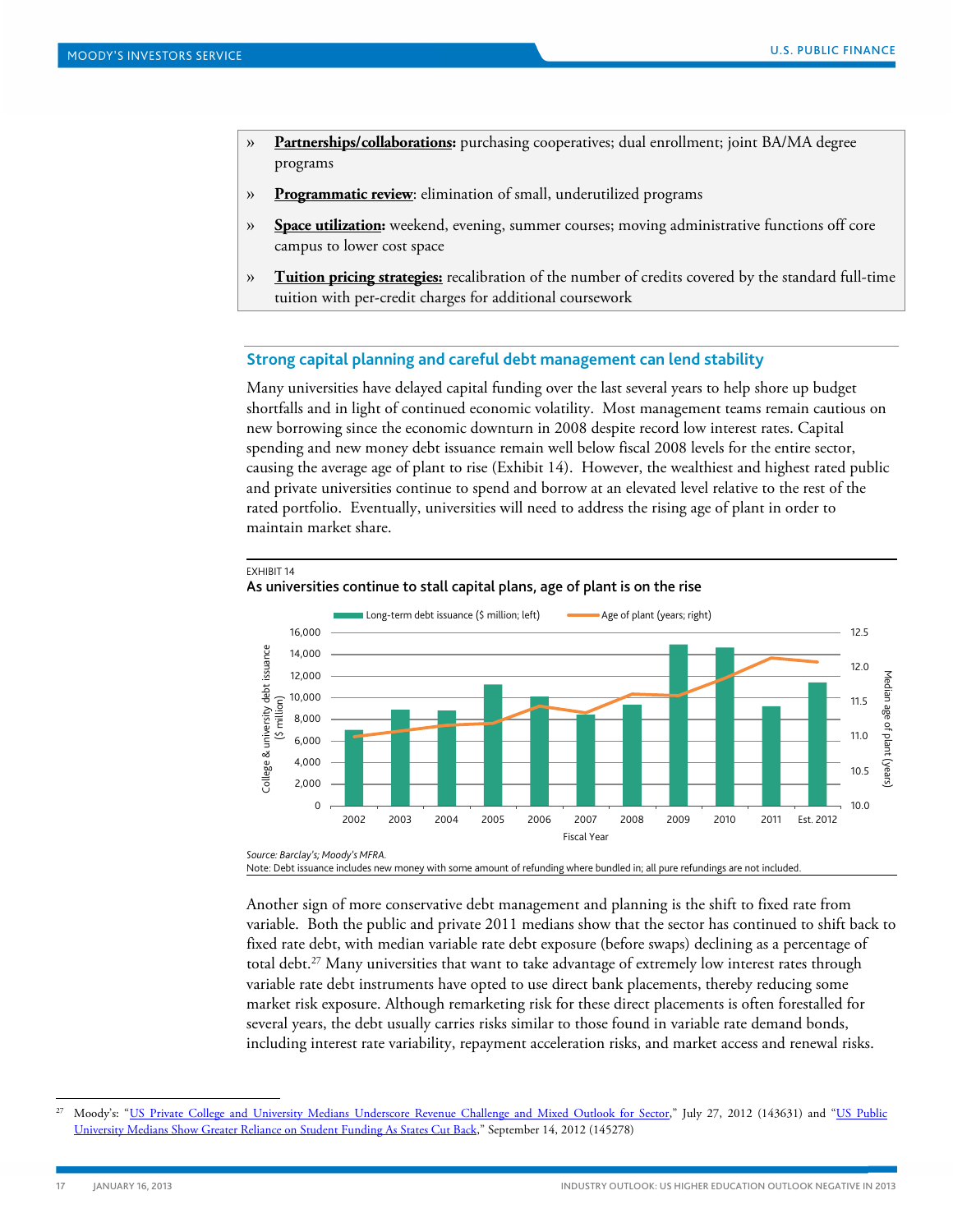» **Partnerships/collaborations:** purchasing cooperatives; dual enrollment; joint BA/MA degree programs

» **Programmatic review**: elimination of small, underutilized programs

» **Space utilization:** weekend, evening, summer courses; moving administrative functions off core campus to lower cost space

» **Tuition pricing strategies:** recalibration of the number of credits covered by the standard full-time tuition with per-credit charges for additional coursework

## Strong capital planning and careful debt management can lend stability

Many universities have delayed capital funding over the last several years to help shore up budget shortfalls and in light of continued economic volatility. Most management teams remain cautious on new borrowing since the economic downturn in 2008 despite record low interest rates. Capital spending and new money debt issuance remain well below fiscal 2008 levels for the entire sector, causing the average age of plant to rise (Exhibit 14). However, the wealthiest and highest rated public and private universities continue to spend and borrow at an elevated level relative to the rest of the rated portfolio. Eventually, universities will need to address the rising age of plant in order to maintain market share.

EXHIBIT 14

As universities continue to stall capital plans, age of plant is on the rise

*Source: Barclay's; Moody's MFRA.*

Note: Debt issuance includes new money with some amount of refunding where bundled in; all pure refundings are not included.

Another sign of more conservative debt management and planning is the shift to fixed rate from variable. Both the public and private 2011 medians show that the sector has continued to shift back to fixed rate debt, with median variable rate debt exposure (before swaps) declining as a percentage of total debt.[27] Many universities that want to take advantage of extremely low interest rates through variable rate debt instruments have opted to use direct bank placements, thereby reducing some market risk exposure. Although remarketing risk for these direct placements is often forestalled for several years, the debt usually carries risks similar to those found in variable rate demand bonds, including interest rate variability, repayment acceleration risks, and market access and renewal risks.

[27] Moody's: "US Private College and University Medians Underscore Revenue Challenge and Mixed Outlook for Sector," July 27, 2012 (143631) and "US Public University Medians Show Greater Reliance on Student Funding As States Cut Back," September 14, 2012 (145278)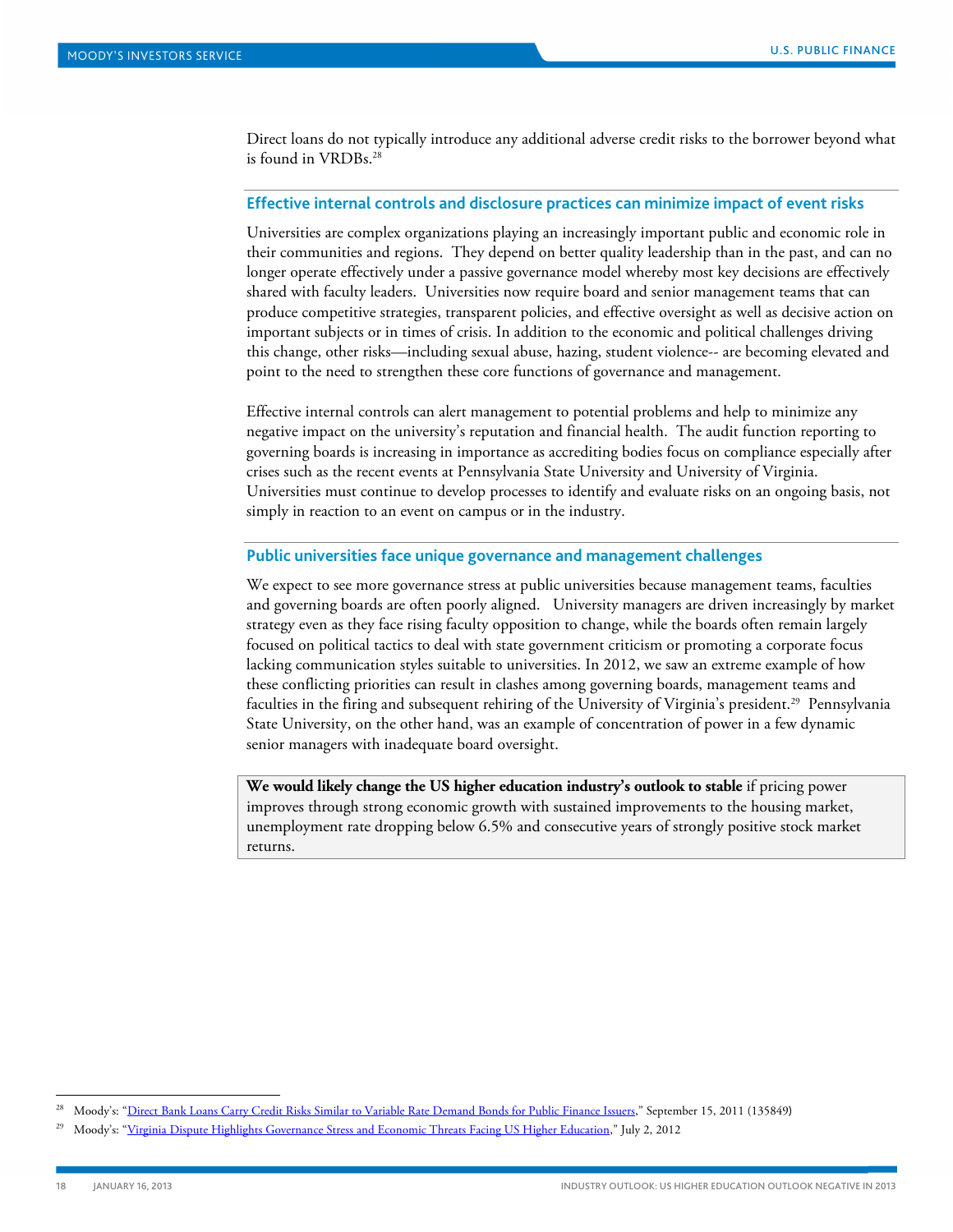Direct loans do not typically introduce any additional adverse credit risks to the borrower beyond what is found in VRDBs.[28]

### Effective internal controls and disclosure practices can minimize impact of event risks

Universities are complex organizations playing an increasingly important public and economic role in their communities and regions. They depend on better quality leadership than in the past, and can no longer operate effectively under a passive governance model whereby most key decisions are effectively shared with faculty leaders. Universities now require board and senior management teams that can produce competitive strategies, transparent policies, and effective oversight as well as decisive action on important subjects or in times of crisis. In addition to the economic and political challenges driving this change, other risks—including sexual abuse, hazing, student violence-- are becoming elevated and point to the need to strengthen these core functions of governance and management.

Effective internal controls can alert management to potential problems and help to minimize any negative impact on the university's reputation and financial health. The audit function reporting to governing boards is increasing in importance as accrediting bodies focus on compliance especially after crises such as the recent events at Pennsylvania State University and University of Virginia. Universities must continue to develop processes to identify and evaluate risks on an ongoing basis, not simply in reaction to an event on campus or in the industry.

### Public universities face unique governance and management challenges

We expect to see more governance stress at public universities because management teams, faculties and governing boards are often poorly aligned. University managers are driven increasingly by market strategy even as they face rising faculty opposition to change, while the boards often remain largely focused on political tactics to deal with state government criticism or promoting a corporate focus lacking communication styles suitable to universities. In 2012, we saw an extreme example of how these conflicting priorities can result in clashes among governing boards, management teams and faculties in the firing and subsequent rehiring of the University of Virginia's president.[29] Pennsylvania State University, on the other hand, was an example of concentration of power in a few dynamic senior managers with inadequate board oversight.

**We would likely change the US higher education industry's outlook to stable** if pricing power improves through strong economic growth with sustained improvements to the housing market, unemployment rate dropping below 6.5% and consecutive years of strongly positive stock market returns.

---

[28] Moody's: "Direct Bank Loans Carry Credit Risks Similar to Variable Rate Demand Bonds for Public Finance Issuers," September 15, 2011 (135849)

[29] Moody's: "Virginia Dispute Highlights Governance Stress and Economic Threats Facing US Higher Education," July 2, 2012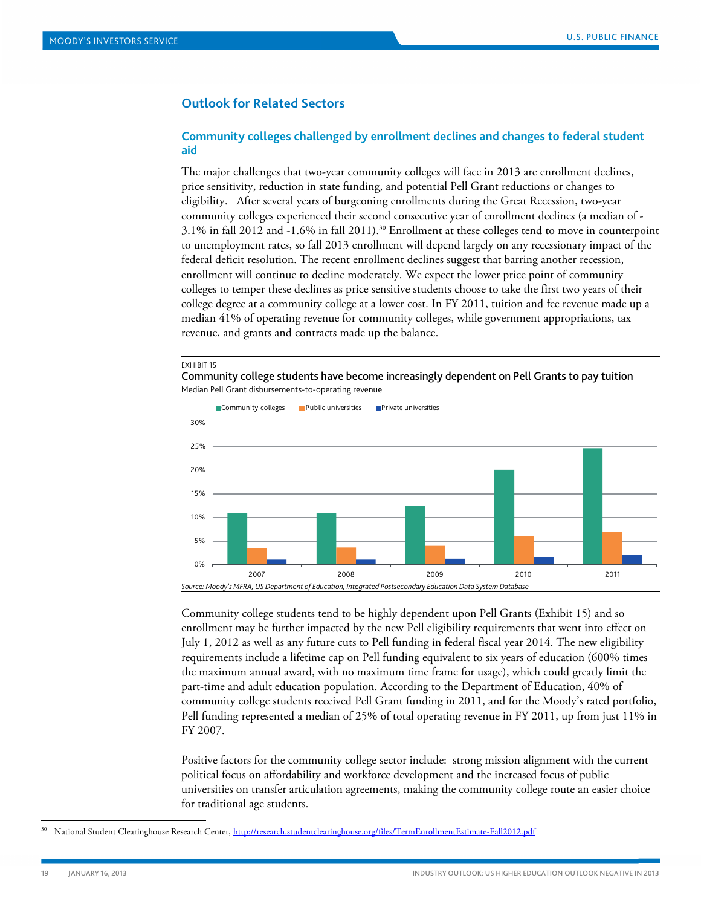## Outlook for Related Sectors

### Community colleges challenged by enrollment declines and changes to federal student aid

The major challenges that two-year community colleges will face in 2013 are enrollment declines, price sensitivity, reduction in state funding, and potential Pell Grant reductions or changes to eligibility. After several years of burgeoning enrollments during the Great Recession, two-year community colleges experienced their second consecutive year of enrollment declines (a median of -3.1% in fall 2012 and -1.6% in fall 2011).[30] Enrollment at these colleges tend to move in counterpoint to unemployment rates, so fall 2013 enrollment will depend largely on any recessionary impact of the federal deficit resolution. The recent enrollment declines suggest that barring another recession, enrollment will continue to decline moderately. We expect the lower price point of community colleges to temper these declines as price sensitive students choose to take the first two years of their college degree at a community college at a lower cost. In FY 2011, tuition and fee revenue made up a median 41% of operating revenue for community colleges, while government appropriations, tax revenue, and grants and contracts made up the balance.

EXHIBIT 15

**Community college students have become increasingly dependent on Pell Grants to pay tuition**

Median Pell Grant disbursements-to-operating revenue

*Source: Moody's MFRA, US Department of Education, Integrated Postsecondary Education Data System Database*

Community college students tend to be highly dependent upon Pell Grants (Exhibit 15) and so enrollment may be further impacted by the new Pell eligibility requirements that went into effect on July 1, 2012 as well as any future cuts to Pell funding in federal fiscal year 2014. The new eligibility requirements include a lifetime cap on Pell funding equivalent to six years of education (600% times the maximum annual award, with no maximum time frame for usage), which could greatly limit the part-time and adult education population. According to the Department of Education, 40% of community college students received Pell Grant funding in 2011, and for the Moody's rated portfolio, Pell funding represented a median of 25% of total operating revenue in FY 2011, up from just 11% in FY 2007.

Positive factors for the community college sector include: strong mission alignment with the current political focus on affordability and workforce development and the increased focus of public universities on transfer articulation agreements, making the community college route an easier choice for traditional age students.

[30] National Student Clearinghouse Research Center, http://research.studentclearinghouse.org/files/TermEnrollmentEstimate-Fall2012.pdf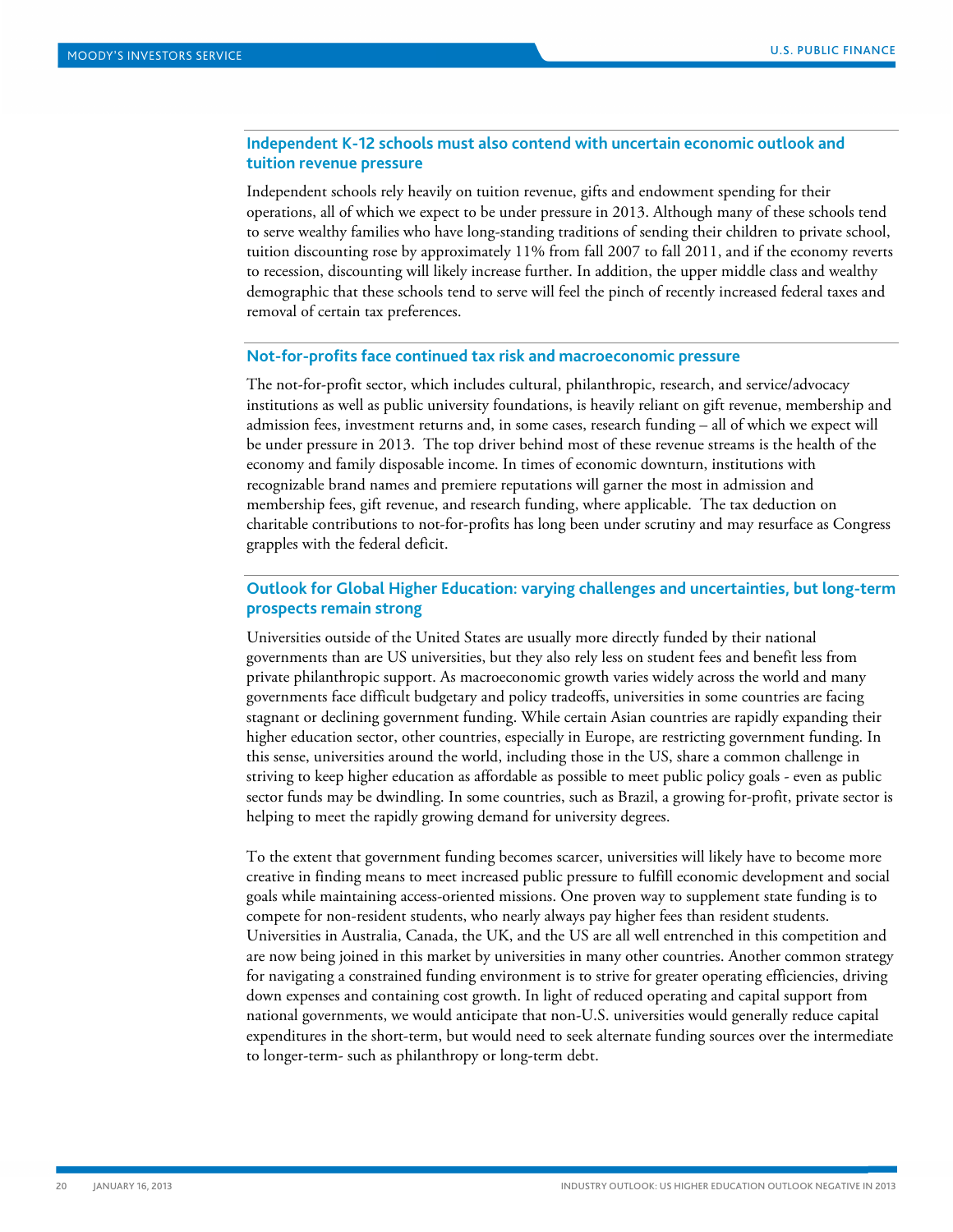## Independent K-12 schools must also contend with uncertain economic outlook and tuition revenue pressure

Independent schools rely heavily on tuition revenue, gifts and endowment spending for their operations, all of which we expect to be under pressure in 2013. Although many of these schools tend to serve wealthy families who have long-standing traditions of sending their children to private school, tuition discounting rose by approximately 11% from fall 2007 to fall 2011, and if the economy reverts to recession, discounting will likely increase further. In addition, the upper middle class and wealthy demographic that these schools tend to serve will feel the pinch of recently increased federal taxes and removal of certain tax preferences.

## Not-for-profits face continued tax risk and macroeconomic pressure

The not-for-profit sector, which includes cultural, philanthropic, research, and service/advocacy institutions as well as public university foundations, is heavily reliant on gift revenue, membership and admission fees, investment returns and, in some cases, research funding – all of which we expect will be under pressure in 2013. The top driver behind most of these revenue streams is the health of the economy and family disposable income. In times of economic downturn, institutions with recognizable brand names and premiere reputations will garner the most in admission and membership fees, gift revenue, and research funding, where applicable. The tax deduction on charitable contributions to not-for-profits has long been under scrutiny and may resurface as Congress grapples with the federal deficit.

## Outlook for Global Higher Education: varying challenges and uncertainties, but long-term prospects remain strong

Universities outside of the United States are usually more directly funded by their national governments than are US universities, but they also rely less on student fees and benefit less from private philanthropic support. As macroeconomic growth varies widely across the world and many governments face difficult budgetary and policy tradeoffs, universities in some countries are facing stagnant or declining government funding. While certain Asian countries are rapidly expanding their higher education sector, other countries, especially in Europe, are restricting government funding. In this sense, universities around the world, including those in the US, share a common challenge in striving to keep higher education as affordable as possible to meet public policy goals - even as public sector funds may be dwindling. In some countries, such as Brazil, a growing for-profit, private sector is helping to meet the rapidly growing demand for university degrees.

To the extent that government funding becomes scarcer, universities will likely have to become more creative in finding means to meet increased public pressure to fulfill economic development and social goals while maintaining access-oriented missions. One proven way to supplement state funding is to compete for non-resident students, who nearly always pay higher fees than resident students. Universities in Australia, Canada, the UK, and the US are all well entrenched in this competition and are now being joined in this market by universities in many other countries. Another common strategy for navigating a constrained funding environment is to strive for greater operating efficiencies, driving down expenses and containing cost growth. In light of reduced operating and capital support from national governments, we would anticipate that non-U.S. universities would generally reduce capital expenditures in the short-term, but would need to seek alternate funding sources over the intermediate to longer-term- such as philanthropy or long-term debt.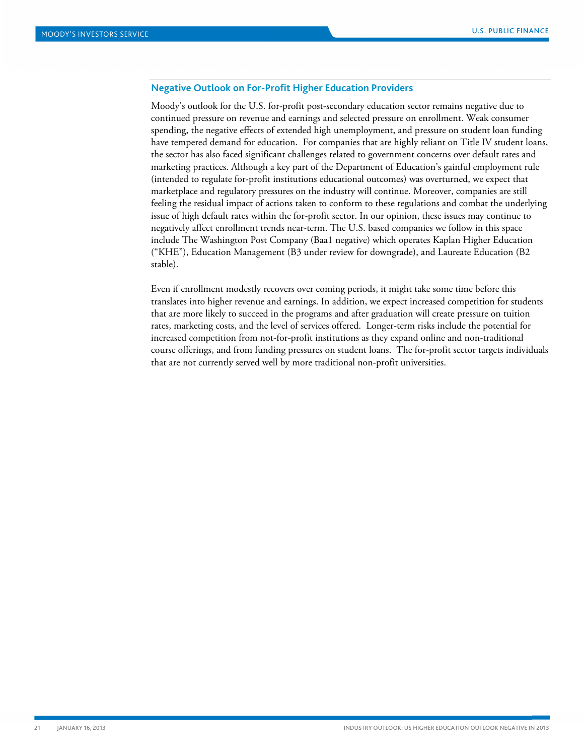## Negative Outlook on For-Profit Higher Education Providers

Moody's outlook for the U.S. for-profit post-secondary education sector remains negative due to continued pressure on revenue and earnings and selected pressure on enrollment. Weak consumer spending, the negative effects of extended high unemployment, and pressure on student loan funding have tempered demand for education. For companies that are highly reliant on Title IV student loans, the sector has also faced significant challenges related to government concerns over default rates and marketing practices. Although a key part of the Department of Education's gainful employment rule (intended to regulate for-profit institutions educational outcomes) was overturned, we expect that marketplace and regulatory pressures on the industry will continue. Moreover, companies are still feeling the residual impact of actions taken to conform to these regulations and combat the underlying issue of high default rates within the for-profit sector. In our opinion, these issues may continue to negatively affect enrollment trends near-term. The U.S. based companies we follow in this space include The Washington Post Company (Baa1 negative) which operates Kaplan Higher Education ("KHE"), Education Management (B3 under review for downgrade), and Laureate Education (B2 stable).

Even if enrollment modestly recovers over coming periods, it might take some time before this translates into higher revenue and earnings. In addition, we expect increased competition for students that are more likely to succeed in the programs and after graduation will create pressure on tuition rates, marketing costs, and the level of services offered. Longer-term risks include the potential for increased competition from not-for-profit institutions as they expand online and non-traditional course offerings, and from funding pressures on student loans. The for-profit sector targets individuals that are not currently served well by more traditional non-profit universities.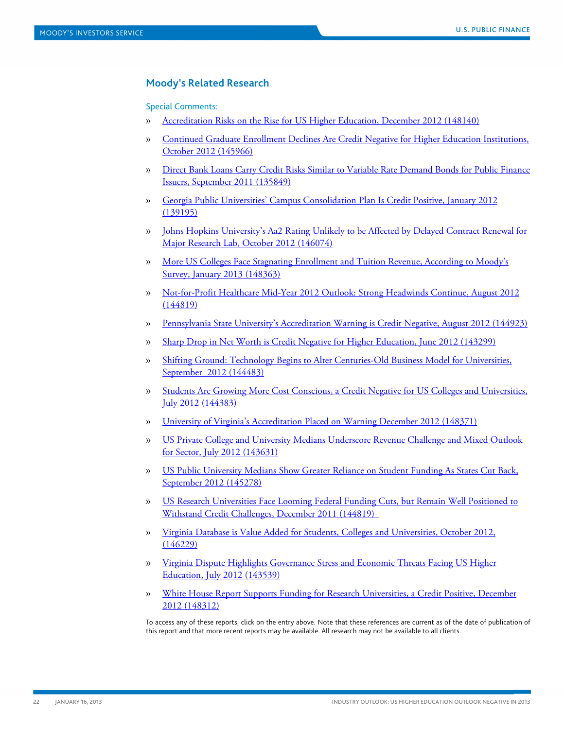## Moody's Related Research

Special Comments:

- Accreditation Risks on the Rise for US Higher Education, December 2012 (148140)
- Continued Graduate Enrollment Declines Are Credit Negative for Higher Education Institutions, October 2012 (145966)
- Direct Bank Loans Carry Credit Risks Similar to Variable Rate Demand Bonds for Public Finance Issuers, September 2011 (135849)
- Georgia Public Universities' Campus Consolidation Plan Is Credit Positive, January 2012 (139195)
- Johns Hopkins University's Aa2 Rating Unlikely to be Affected by Delayed Contract Renewal for Major Research Lab, October 2012 (146074)
- More US Colleges Face Stagnating Enrollment and Tuition Revenue, According to Moody's Survey, January 2013 (148363)
- Not-for-Profit Healthcare Mid-Year 2012 Outlook: Strong Headwinds Continue, August 2012 (144819)
- Pennsylvania State University's Accreditation Warning is Credit Negative, August 2012 (144923)
- Sharp Drop in Net Worth is Credit Negative for Higher Education, June 2012 (143299)
- Shifting Ground: Technology Begins to Alter Centuries-Old Business Model for Universities, September 2012 (144483)
- Students Are Growing More Cost Conscious, a Credit Negative for US Colleges and Universities, July 2012 (144383)
- University of Virginia's Accreditation Placed on Warning December 2012 (148371)
- US Private College and University Medians Underscore Revenue Challenge and Mixed Outlook for Sector, July 2012 (143631)
- US Public University Medians Show Greater Reliance on Student Funding As States Cut Back, September 2012 (145278)
- US Research Universities Face Looming Federal Funding Cuts, but Remain Well Positioned to Withstand Credit Challenges, December 2011 (144819)
- Virginia Database is Value Added for Students, Colleges and Universities, October 2012, (146229)
- Virginia Dispute Highlights Governance Stress and Economic Threats Facing US Higher Education, July 2012 (143539)
- White House Report Supports Funding for Research Universities, a Credit Positive, December 2012 (148312)

To access any of these reports, click on the entry above. Note that these references are current as of the date of publication of this report and that more recent reports may be available. All research may not be available to all clients.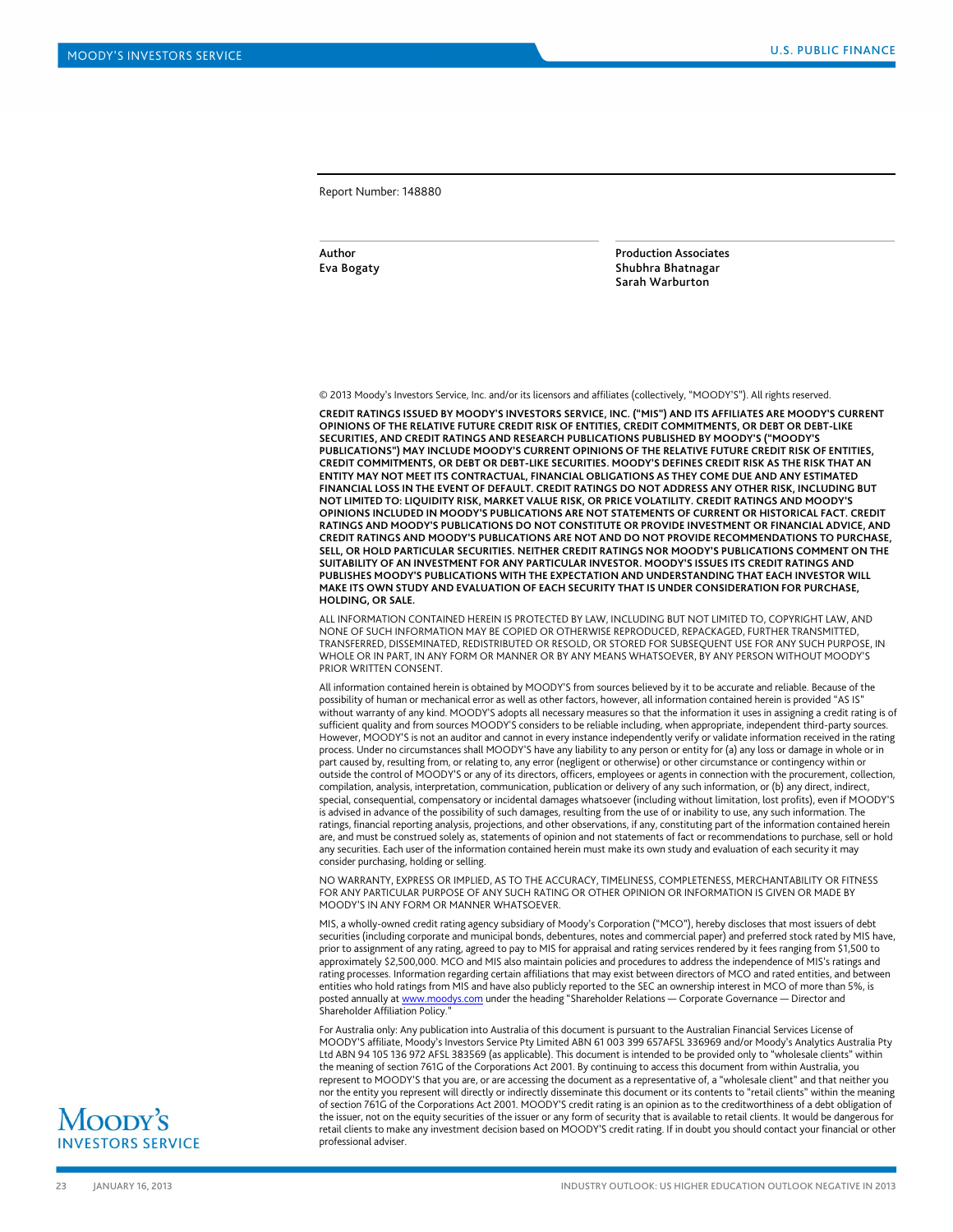Report Number: 148880

**Author**
**Eva Bogaty**

**Production Associates**
**Shubhra Bhatnagar**
**Sarah Warburton**

© 2013 Moody's Investors Service, Inc. and/or its licensors and affiliates (collectively, "MOODY'S"). All rights reserved.

**CREDIT RATINGS ISSUED BY MOODY'S INVESTORS SERVICE, INC. ("MIS") AND ITS AFFILIATES ARE MOODY'S CURRENT OPINIONS OF THE RELATIVE FUTURE CREDIT RISK OF ENTITIES, CREDIT COMMITMENTS, OR DEBT OR DEBT-LIKE SECURITIES, AND CREDIT RATINGS AND RESEARCH PUBLICATIONS PUBLISHED BY MOODY'S ("MOODY'S PUBLICATIONS") MAY INCLUDE MOODY'S CURRENT OPINIONS OF THE RELATIVE FUTURE CREDIT RISK OF ENTITIES, CREDIT COMMITMENTS, OR DEBT OR DEBT-LIKE SECURITIES. MOODY'S DEFINES CREDIT RISK AS THE RISK THAT AN ENTITY MAY NOT MEET ITS CONTRACTUAL, FINANCIAL OBLIGATIONS AS THEY COME DUE AND ANY ESTIMATED FINANCIAL LOSS IN THE EVENT OF DEFAULT. CREDIT RATINGS DO NOT ADDRESS ANY OTHER RISK, INCLUDING BUT NOT LIMITED TO: LIQUIDITY RISK, MARKET VALUE RISK, OR PRICE VOLATILITY. CREDIT RATINGS AND MOODY'S OPINIONS INCLUDED IN MOODY'S PUBLICATIONS ARE NOT STATEMENTS OF CURRENT OR HISTORICAL FACT. CREDIT RATINGS AND MOODY'S PUBLICATIONS DO NOT CONSTITUTE OR PROVIDE INVESTMENT OR FINANCIAL ADVICE, AND CREDIT RATINGS AND MOODY'S PUBLICATIONS ARE NOT AND DO NOT PROVIDE RECOMMENDATIONS TO PURCHASE, SELL, OR HOLD PARTICULAR SECURITIES. NEITHER CREDIT RATINGS NOR MOODY'S PUBLICATIONS COMMENT ON THE SUITABILITY OF AN INVESTMENT FOR ANY PARTICULAR INVESTOR. MOODY'S ISSUES ITS CREDIT RATINGS AND PUBLISHES MOODY'S PUBLICATIONS WITH THE EXPECTATION AND UNDERSTANDING THAT EACH INVESTOR WILL MAKE ITS OWN STUDY AND EVALUATION OF EACH SECURITY THAT IS UNDER CONSIDERATION FOR PURCHASE, HOLDING, OR SALE.**

ALL INFORMATION CONTAINED HEREIN IS PROTECTED BY LAW, INCLUDING BUT NOT LIMITED TO, COPYRIGHT LAW, AND NONE OF SUCH INFORMATION MAY BE COPIED OR OTHERWISE REPRODUCED, REPACKAGED, FURTHER TRANSMITTED, TRANSFERRED, DISSEMINATED, REDISTRIBUTED OR RESOLD, OR STORED FOR SUBSEQUENT USE FOR ANY SUCH PURPOSE, IN WHOLE OR IN PART, IN ANY FORM OR MANNER OR BY ANY MEANS WHATSOEVER, BY ANY PERSON WITHOUT MOODY'S PRIOR WRITTEN CONSENT.

All information contained herein is obtained by MOODY'S from sources believed by it to be accurate and reliable. Because of the possibility of human or mechanical error as well as other factors, however, all information contained herein is provided "AS IS" without warranty of any kind. MOODY'S adopts all necessary measures so that the information it uses in assigning a credit rating is of sufficient quality and from sources MOODY'S considers to be reliable including, when appropriate, independent third-party sources. However, MOODY'S is not an auditor and cannot in every instance independently verify or validate information received in the rating process. Under no circumstances shall MOODY'S have any liability to any person or entity for (a) any loss or damage in whole or in part caused by, resulting from, or relating to, any error (negligent or otherwise) or other circumstance or contingency within or outside the control of MOODY'S or any of its directors, officers, employees or agents in connection with the procurement, collection, compilation, analysis, interpretation, communication, publication or delivery of any such information, or (b) any direct, indirect, special, consequential, compensatory or incidental damages whatsoever (including without limitation, lost profits), even if MOODY'S is advised in advance of the possibility of such damages, resulting from the use of or inability to use, any such information. The ratings, financial reporting analysis, projections, and other observations, if any, constituting part of the information contained herein are, and must be construed solely as, statements of opinion and not statements of fact or recommendations to purchase, sell or hold any securities. Each user of the information contained herein must make its own study and evaluation of each security it may consider purchasing, holding or selling.

NO WARRANTY, EXPRESS OR IMPLIED, AS TO THE ACCURACY, TIMELINESS, COMPLETENESS, MERCHANTABILITY OR FITNESS FOR ANY PARTICULAR PURPOSE OF ANY SUCH RATING OR OTHER OPINION OR INFORMATION IS GIVEN OR MADE BY MOODY'S IN ANY FORM OR MANNER WHATSOEVER.

MIS, a wholly-owned credit rating agency subsidiary of Moody's Corporation ("MCO"), hereby discloses that most issuers of debt securities (including corporate and municipal bonds, debentures, notes and commercial paper) and preferred stock rated by MIS have, prior to assignment of any rating, agreed to pay to MIS for appraisal and rating services rendered by it fees ranging from $1,500 to approximately $2,500,000. MCO and MIS also maintain policies and procedures to address the independence of MIS's ratings and rating processes. Information regarding certain affiliations that may exist between directors of MCO and rated entities, and between entities who hold ratings from MIS and have also publicly reported to the SEC an ownership interest in MCO of more than 5%, is posted annually at www.moodys.com under the heading "Shareholder Relations — Corporate Governance — Director and Shareholder Affiliation Policy."

For Australia only: Any publication into Australia of this document is pursuant to the Australian Financial Services License of MOODY'S affiliate, Moody's Investors Service Pty Limited ABN 61 003 399 657AFSL 336969 and/or Moody's Analytics Australia Pty Ltd ABN 94 105 136 972 AFSL 383569 (as applicable). This document is intended to be provided only to "wholesale clients" within the meaning of section 761G of the Corporations Act 2001. By continuing to access this document from within Australia, you represent to MOODY'S that you are, or are accessing the document as a representative of, a "wholesale client" and that neither you nor the entity you represent will directly or indirectly disseminate this document or its contents to "retail clients" within the meaning of section 761G of the Corporations Act 2001. MOODY'S credit rating is an opinion as to the creditworthiness of a debt obligation of the issuer, not on the equity securities of the issuer or any form of security that is available to retail clients. It would be dangerous for retail clients to make any investment decision based on MOODY'S credit rating. If in doubt you should contact your financial or other professional adviser.